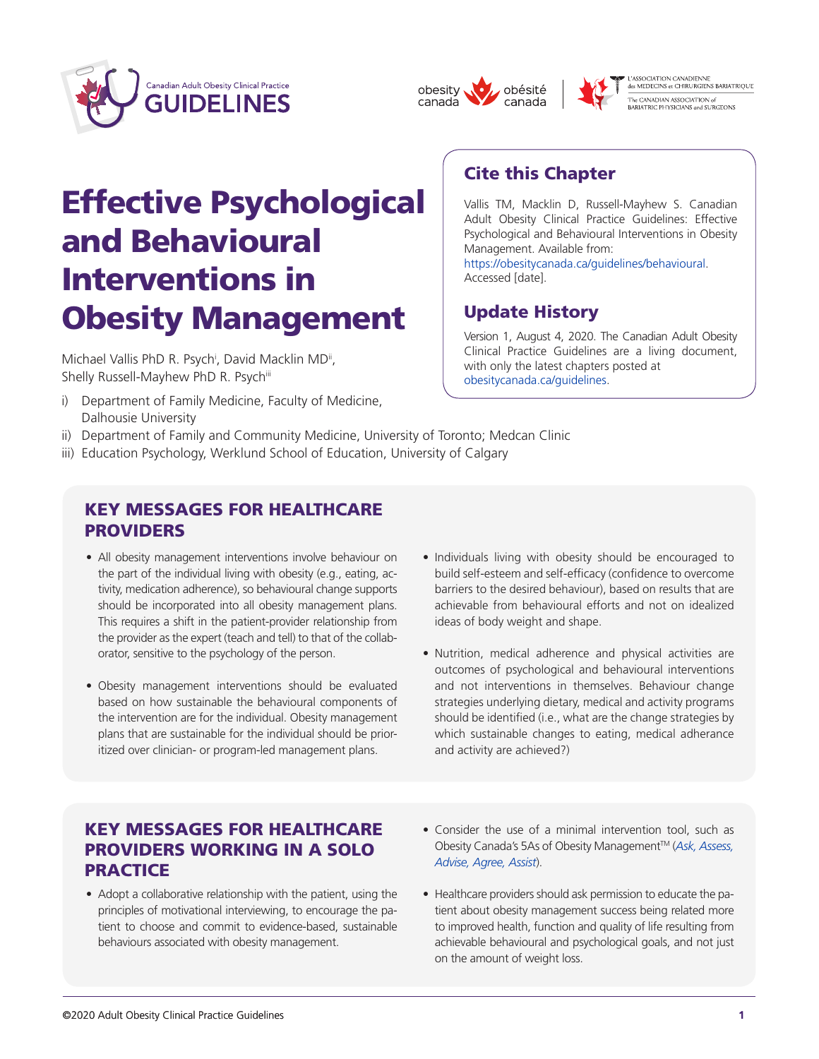# Effective Psychological and Behavioural Interventions in Obesity Management

Michael Vallis PhD R. Psych[i], David Macklin MD[ii], Shelly Russell-Mayhew PhD R. Psych[iii]

i) Department of Family Medicine, Faculty of Medicine, Dalhousie University
ii) Department of Family and Community Medicine, University of Toronto; Medcan Clinic
iii) Education Psychology, Werklund School of Education, University of Calgary

## Cite this Chapter

Vallis TM, Macklin D, Russell-Mayhew S. Canadian Adult Obesity Clinical Practice Guidelines: Effective Psychological and Behavioural Interventions in Obesity Management. Available from: https://obesitycanada.ca/guidelines/behavioural. Accessed [date].

## Update History

Version 1, August 4, 2020. The Canadian Adult Obesity Clinical Practice Guidelines are a living document, with only the latest chapters posted at obesitycanada.ca/guidelines.

## KEY MESSAGES FOR HEALTHCARE PROVIDERS

- All obesity management interventions involve behaviour on the part of the individual living with obesity (e.g., eating, activity, medication adherence), so behavioural change supports should be incorporated into all obesity management plans. This requires a shift in the patient-provider relationship from the provider as the expert (teach and tell) to that of the collaborator, sensitive to the psychology of the person.
- Obesity management interventions should be evaluated based on how sustainable the behavioural components of the intervention are for the individual. Obesity management plans that are sustainable for the individual should be prioritized over clinician- or program-led management plans.
- Individuals living with obesity should be encouraged to build self-esteem and self-efficacy (confidence to overcome barriers to the desired behaviour), based on results that are achievable from behavioural efforts and not on idealized ideas of body weight and shape.
- Nutrition, medical adherence and physical activities are outcomes of psychological and behavioural interventions and not interventions in themselves. Behaviour change strategies underlying dietary, medical and activity programs should be identified (i.e., what are the change strategies by which sustainable changes to eating, medical adherance and activity are achieved?)

## KEY MESSAGES FOR HEALTHCARE PROVIDERS WORKING IN A SOLO PRACTICE

- Adopt a collaborative relationship with the patient, using the principles of motivational interviewing, to encourage the patient to choose and commit to evidence-based, sustainable behaviours associated with obesity management.
- Consider the use of a minimal intervention tool, such as Obesity Canada's 5As of Obesity Management™ (*Ask, Assess, Advise, Agree, Assist*).
- Healthcare providers should ask permission to educate the patient about obesity management success being related more to improved health, function and quality of life resulting from achievable behavioural and psychological goals, and not just on the amount of weight loss.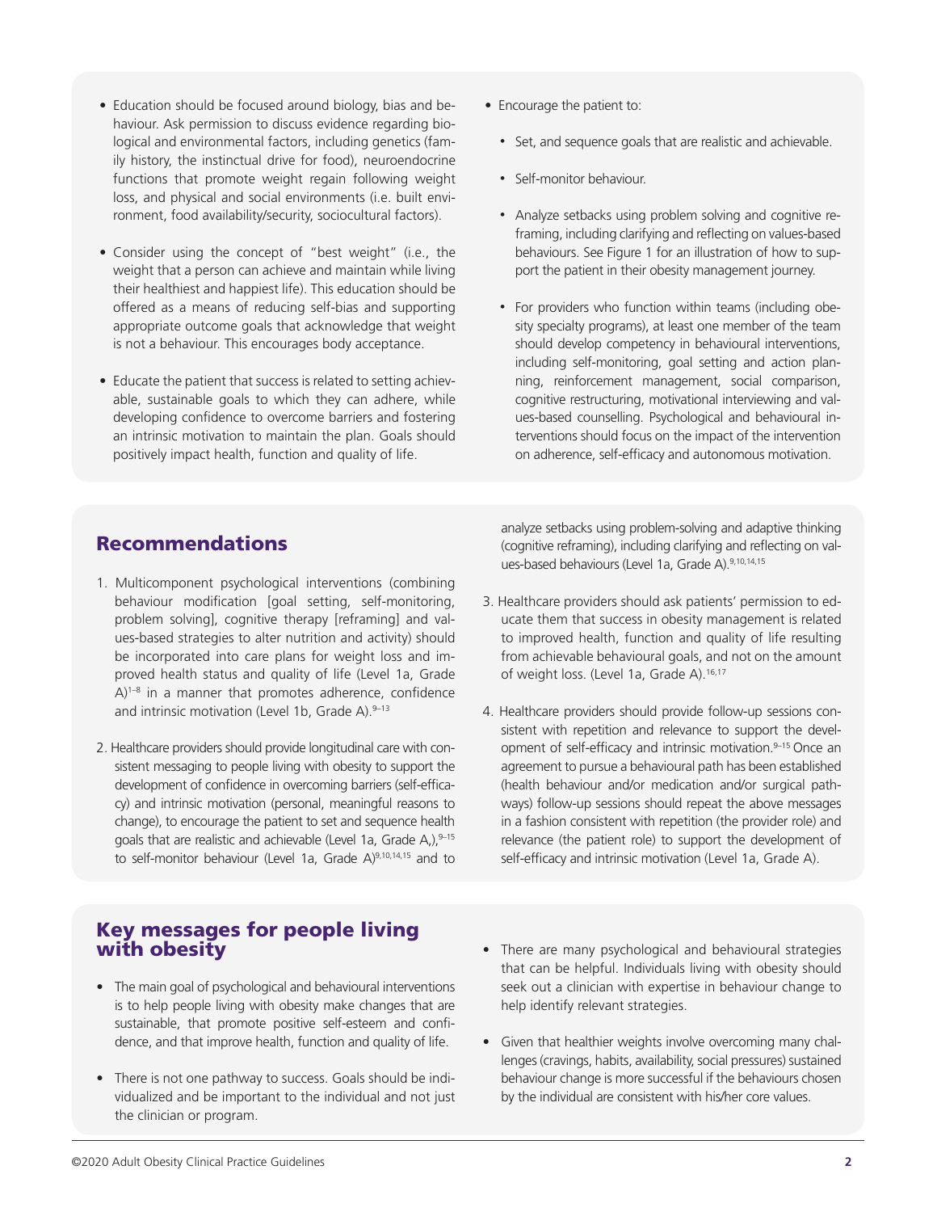- Education should be focused around biology, bias and behaviour. Ask permission to discuss evidence regarding biological and environmental factors, including genetics (family history, the instinctual drive for food), neuroendocrine functions that promote weight regain following weight loss, and physical and social environments (i.e. built environment, food availability/security, sociocultural factors).
- Consider using the concept of "best weight" (i.e., the weight that a person can achieve and maintain while living their healthiest and happiest life). This education should be offered as a means of reducing self-bias and supporting appropriate outcome goals that acknowledge that weight is not a behaviour. This encourages body acceptance.
- Educate the patient that success is related to setting achievable, sustainable goals to which they can adhere, while developing confidence to overcome barriers and fostering an intrinsic motivation to maintain the plan. Goals should positively impact health, function and quality of life.
- Encourage the patient to:
  - Set, and sequence goals that are realistic and achievable.
  - Self-monitor behaviour.
  - Analyze setbacks using problem solving and cognitive reframing, including clarifying and reflecting on values-based behaviours. See Figure 1 for an illustration of how to support the patient in their obesity management journey.
  - For providers who function within teams (including obesity specialty programs), at least one member of the team should develop competency in behavioural interventions, including self-monitoring, goal setting and action planning, reinforcement management, social comparison, cognitive restructuring, motivational interviewing and values-based counselling. Psychological and behavioural interventions should focus on the impact of the intervention on adherence, self-efficacy and autonomous motivation.

## Recommendations

1. Multicomponent psychological interventions (combining behaviour modification [goal setting, self-monitoring, problem solving], cognitive therapy [reframing] and values-based strategies to alter nutrition and activity) should be incorporated into care plans for weight loss and improved health status and quality of life (Level 1a, Grade A)[1–8] in a manner that promotes adherence, confidence and intrinsic motivation (Level 1b, Grade A).[9–13]
2. Healthcare providers should provide longitudinal care with consistent messaging to people living with obesity to support the development of confidence in overcoming barriers (self-efficacy) and intrinsic motivation (personal, meaningful reasons to change), to encourage the patient to set and sequence health goals that are realistic and achievable (Level 1a, Grade A,),[9–15] to self-monitor behaviour (Level 1a, Grade A)[9,10,14,15] and to analyze setbacks using problem-solving and adaptive thinking (cognitive reframing), including clarifying and reflecting on values-based behaviours (Level 1a, Grade A).[9,10,14,15]
3. Healthcare providers should ask patients' permission to educate them that success in obesity management is related to improved health, function and quality of life resulting from achievable behavioural goals, and not on the amount of weight loss. (Level 1a, Grade A).[16,17]
4. Healthcare providers should provide follow-up sessions consistent with repetition and relevance to support the development of self-efficacy and intrinsic motivation.[9–15] Once an agreement to pursue a behavioural path has been established (health behaviour and/or medication and/or surgical pathways) follow-up sessions should repeat the above messages in a fashion consistent with repetition (the provider role) and relevance (the patient role) to support the development of self-efficacy and intrinsic motivation (Level 1a, Grade A).

## Key messages for people living with obesity

- The main goal of psychological and behavioural interventions is to help people living with obesity make changes that are sustainable, that promote positive self-esteem and confidence, and that improve health, function and quality of life.
- There is not one pathway to success. Goals should be individualized and be important to the individual and not just the clinician or program.
- There are many psychological and behavioural strategies that can be helpful. Individuals living with obesity should seek out a clinician with expertise in behaviour change to help identify relevant strategies.
- Given that healthier weights involve overcoming many challenges (cravings, habits, availability, social pressures) sustained behaviour change is more successful if the behaviours chosen by the individual are consistent with his/her core values.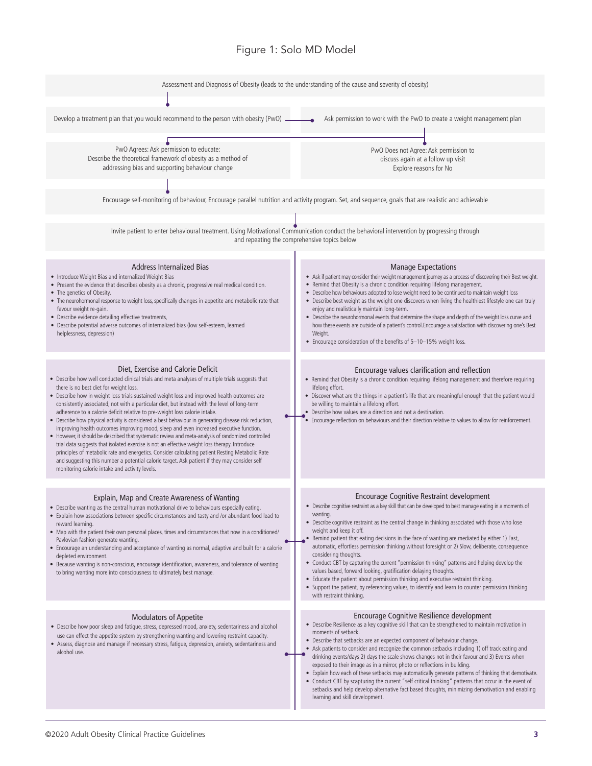# Figure 1: Solo MD Model

Assessment and Diagnosis of Obesity (leads to the understanding of the cause and severity of obesity)

Develop a treatment plan that you would recommend to the person with obesity (PwO)

Ask permission to work with the PwO to create a weight management plan

PwO Agrees: Ask permission to educate: Describe the theoretical framework of obesity as a method of addressing bias and supporting behaviour change

PwO Does not Agree: Ask permission to discuss again at a follow up visit Explore reasons for No

Encourage self-monitoring of behaviour, Encourage parallel nutrition and activity program. Set, and sequence, goals that are realistic and achievable

Invite patient to enter behavioural treatment. Using Motivational Communication conduct the behavioral intervention by progressing through and repeating the comprehensive topics below

## Address Internalized Bias

- Introduce Weight Bias and internalized Weight Bias
- Present the evidence that describes obesity as a chronic, progressive real medical condition.
- The genetics of Obesity.
- The neurohormonal response to weight loss, specifically changes in appetite and metabolic rate that favour weight re-gain.
- Describe evidence detailing effective treatments,
- Describe potential adverse outcomes of internalized bias (low self-esteem, learned helplessness, depression)

## Manage Expectations

- Ask if patient may consider their weight management journey as a process of discovering their Best weight.
- Remind that Obesity is a chronic condition requiring lifelong management.
- Describe how behaviours adopted to lose weight need to be continued to maintain weight loss
- Describe best weight as the weight one discovers when living the healthiest lifestyle one can truly enjoy and realistically maintain long-term.
- Describe the neurohormonal events that determine the shape and depth of the weight loss curve and how these events are outside of a patient's control.Encourage a satisfaction with discovering one's Best Weight.
- Encourage consideration of the benefits of 5–10–15% weight loss.

## Diet, Exercise and Calorie Deficit

- Describe how well conducted clinical trials and meta analyses of multiple trials suggests that there is no best diet for weight loss.
- Describe how in weight loss trials sustained weight loss and improved health outcomes are consistently associated, not with a particular diet, but instead with the level of long-term adherence to a calorie deficit relative to pre-weight loss calorie intake.
- Describe how physical activity is considered a best behaviour in generating disease risk reduction, improving health outcomes improving mood, sleep and even increased executive function.
- However, it should be described that systematic review and meta-analysis of randomized controlled trial data suggests that isolated exercise is not an effective weight loss therapy. Introduce principles of metabolic rate and energetics. Consider calculating patient Resting Metabolic Rate and suggesting this number a potential calorie target. Ask patient if they may consider self monitoring calorie intake and activity levels.

## Encourage values clarification and reflection

- Remind that Obesity is a chronic condition requiring lifelong management and therefore requiring lifelong effort.
- Discover what are the things in a patient's life that are meaningful enough that the patient would be willing to maintain a lifelong effort.
- Describe how values are a direction and not a destination.
- Encourage reflection on behaviours and their direction relative to values to allow for reinforcement.

## Explain, Map and Create Awareness of Wanting

- Describe wanting as the central human motivational drive to behaviours especially eating.
- Explain how associations between specific circumstances and tasty and /or abundant food lead to reward learning.
- Map with the patient their own personal places, times and circumstances that now in a conditioned/ Pavlovian fashion generate wanting.
- Encourage an understanding and acceptance of wanting as normal, adaptive and built for a calorie depleted environment.
- Because wanting is non-conscious, encourage identification, awareness, and tolerance of wanting to bring wanting more into consciousness to ultimately best manage.

## Encourage Cognitive Restraint development

- Describe cognitive restraint as a key skill that can be developed to best manage eating in a moments of wanting.
- Describe cognitive restraint as the central change in thinking associated with those who lose weight and keep it off.
- Remind patient that eating decisions in the face of wanting are mediated by either 1) Fast, automatic, effortless permission thinking without foresight or 2) Slow, deliberate, consequence considering thoughts.
- Conduct CBT by capturing the current "permission thinking" patterns and helping develop the values based, forward looking, gratification delaying thoughts.
- Educate the patient about permission thinking and executive restraint thinking.
- Support the patient, by referencing values, to identify and learn to counter permission thinking with restraint thinking.

## Modulators of Appetite

- Describe how poor sleep and fatigue, stress, depressed mood, anxiety, sedentariness and alcohol use can effect the appetite system by strengthening wanting and lowering restraint capacity.
- Assess, diagnose and manage if necessary stress, fatigue, depression, anxiety, sedentariness and alcohol use.

## Encourage Cognitive Resilience development

- Describe Resilience as a key cognitive skill that can be strengthened to maintain motivation in moments of setback.
- Describe that setbacks are an expected component of behaviour change.
- Ask patients to consider and recognize the common setbacks including 1) off track eating and drinking events/days 2) days the scale shows changes not in their favour and 3) Events when exposed to their image as in a mirror, photo or reflections in building.
- Explain how each of these setbacks may automatically generate patterns of thinking that demotivate.
- Conduct CBT by scapturing the current "self critical thinking" patterns that occur in the event of setbacks and help develop alternative fact based thoughts, minimizing demotivation and enabling learning and skill development.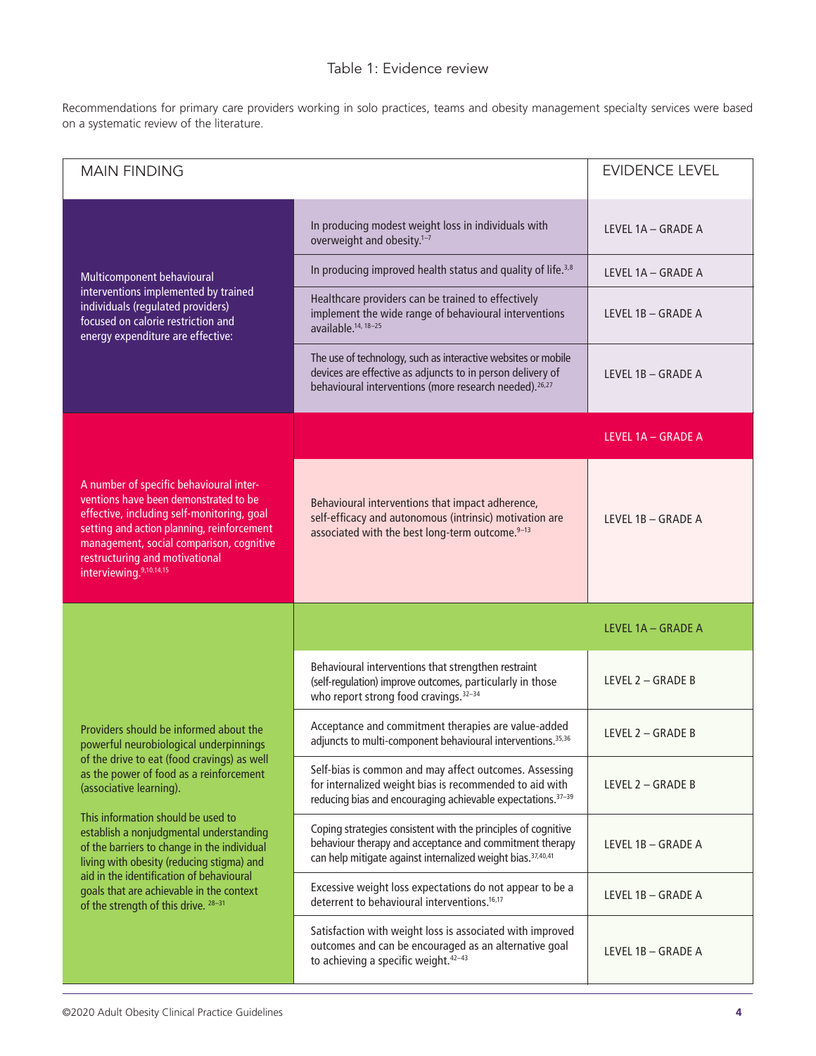# Table 1: Evidence review

Recommendations for primary care providers working in solo practices, teams and obesity management specialty services were based on a systematic review of the literature.

| MAIN FINDING | | EVIDENCE LEVEL |
|---|---|---|
| Multicomponent behavioural interventions implemented by trained individuals (regulated providers) focused on calorie restriction and energy expenditure are effective: | In producing modest weight loss in individuals with overweight and obesity.[1–7] | LEVEL 1A – GRADE A |
| | In producing improved health status and quality of life.[3,8] | LEVEL 1A – GRADE A |
| | Healthcare providers can be trained to effectively implement the wide range of behavioural interventions available.[14, 18–25] | LEVEL 1B – GRADE A |
| | The use of technology, such as interactive websites or mobile devices are effective as adjuncts to in person delivery of behavioural interventions (more research needed).[26,27] | LEVEL 1B – GRADE A |
| A number of specific behavioural interventions have been demonstrated to be effective, including self-monitoring, goal setting and action planning, reinforcement management, social comparison, cognitive restructuring and motivational interviewing.[9,10,14,15] | | LEVEL 1A – GRADE A |
| | Behavioural interventions that impact adherence, self-efficacy and autonomous (intrinsic) motivation are associated with the best long-term outcome.[9–13] | LEVEL 1B – GRADE A |
| Providers should be informed about the powerful neurobiological underpinnings of the drive to eat (food cravings) as well as the power of food as a reinforcement (associative learning).<br><br>This information should be used to establish a nonjudgmental understanding of the barriers to change in the individual living with obesity (reducing stigma) and aid in the identification of behavioural goals that are achievable in the context of the strength of this drive.[28–31] | | LEVEL 1A – GRADE A |
| | Behavioural interventions that strengthen restraint (self-regulation) improve outcomes, particularly in those who report strong food cravings.[32–34] | LEVEL 2 – GRADE B |
| | Acceptance and commitment therapies are value-added adjuncts to multi-component behavioural interventions.[35,36] | LEVEL 2 – GRADE B |
| | Self-bias is common and may affect outcomes. Assessing for internalized weight bias is recommended to aid with reducing bias and encouraging achievable expectations.[37–39] | LEVEL 2 – GRADE B |
| | Coping strategies consistent with the principles of cognitive behaviour therapy and acceptance and commitment therapy can help mitigate against internalized weight bias.[37,40,41] | LEVEL 1B – GRADE A |
| | Excessive weight loss expectations do not appear to be a deterrent to behavioural interventions.[16,17] | LEVEL 1B – GRADE A |
| | Satisfaction with weight loss is associated with improved outcomes and can be encouraged as an alternative goal to achieving a specific weight.[42–43] | LEVEL 1B – GRADE A |

©2020 Adult Obesity Clinical Practice Guidelines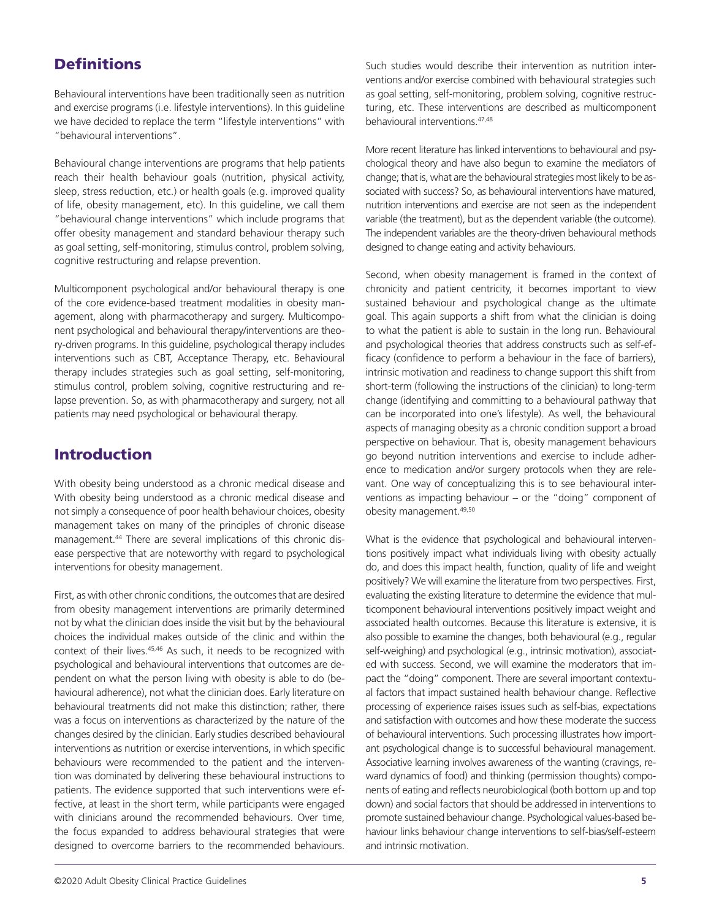## Definitions

Behavioural interventions have been traditionally seen as nutrition and exercise programs (i.e. lifestyle interventions). In this guideline we have decided to replace the term "lifestyle interventions" with "behavioural interventions".

Behavioural change interventions are programs that help patients reach their health behaviour goals (nutrition, physical activity, sleep, stress reduction, etc.) or health goals (e.g. improved quality of life, obesity management, etc). In this guideline, we call them "behavioural change interventions" which include programs that offer obesity management and standard behaviour therapy such as goal setting, self-monitoring, stimulus control, problem solving, cognitive restructuring and relapse prevention.

Multicomponent psychological and/or behavioural therapy is one of the core evidence-based treatment modalities in obesity management, along with pharmacotherapy and surgery. Multicomponent psychological and behavioural therapy/interventions are theory-driven programs. In this guideline, psychological therapy includes interventions such as CBT, Acceptance Therapy, etc. Behavioural therapy includes strategies such as goal setting, self-monitoring, stimulus control, problem solving, cognitive restructuring and relapse prevention. So, as with pharmacotherapy and surgery, not all patients may need psychological or behavioural therapy.

## Introduction

With obesity being understood as a chronic medical disease and With obesity being understood as a chronic medical disease and not simply a consequence of poor health behaviour choices, obesity management takes on many of the principles of chronic disease management.[44] There are several implications of this chronic disease perspective that are noteworthy with regard to psychological interventions for obesity management.

First, as with other chronic conditions, the outcomes that are desired from obesity management interventions are primarily determined not by what the clinician does inside the visit but by the behavioural choices the individual makes outside of the clinic and within the context of their lives.[45,46] As such, it needs to be recognized with psychological and behavioural interventions that outcomes are dependent on what the person living with obesity is able to do (behavioural adherence), not what the clinician does. Early literature on behavioural treatments did not make this distinction; rather, there was a focus on interventions as characterized by the nature of the changes desired by the clinician. Early studies described behavioural interventions as nutrition or exercise interventions, in which specific behaviours were recommended to the patient and the intervention was dominated by delivering these behavioural instructions to patients. The evidence supported that such interventions were effective, at least in the short term, while participants were engaged with clinicians around the recommended behaviours. Over time, the focus expanded to address behavioural strategies that were designed to overcome barriers to the recommended behaviours. Such studies would describe their intervention as nutrition interventions and/or exercise combined with behavioural strategies such as goal setting, self-monitoring, problem solving, cognitive restructuring, etc. These interventions are described as multicomponent behavioural interventions.[47,48]

More recent literature has linked interventions to behavioural and psychological theory and have also begun to examine the mediators of change; that is, what are the behavioural strategies most likely to be associated with success? So, as behavioural interventions have matured, nutrition interventions and exercise are not seen as the independent variable (the treatment), but as the dependent variable (the outcome). The independent variables are the theory-driven behavioural methods designed to change eating and activity behaviours.

Second, when obesity management is framed in the context of chronicity and patient centricity, it becomes important to view sustained behaviour and psychological change as the ultimate goal. This again supports a shift from what the clinician is doing to what the patient is able to sustain in the long run. Behavioural and psychological theories that address constructs such as self-efficacy (confidence to perform a behaviour in the face of barriers), intrinsic motivation and readiness to change support this shift from short-term (following the instructions of the clinician) to long-term change (identifying and committing to a behavioural pathway that can be incorporated into one's lifestyle). As well, the behavioural aspects of managing obesity as a chronic condition support a broad perspective on behaviour. That is, obesity management behaviours go beyond nutrition interventions and exercise to include adherence to medication and/or surgery protocols when they are relevant. One way of conceptualizing this is to see behavioural interventions as impacting behaviour – or the "doing" component of obesity management.[49,50]

What is the evidence that psychological and behavioural interventions positively impact what individuals living with obesity actually do, and does this impact health, function, quality of life and weight positively? We will examine the literature from two perspectives. First, evaluating the existing literature to determine the evidence that multicomponent behavioural interventions positively impact weight and associated health outcomes. Because this literature is extensive, it is also possible to examine the changes, both behavioural (e.g., regular self-weighing) and psychological (e.g., intrinsic motivation), associated with success. Second, we will examine the moderators that impact the "doing" component. There are several important contextual factors that impact sustained health behaviour change. Reflective processing of experience raises issues such as self-bias, expectations and satisfaction with outcomes and how these moderate the success of behavioural interventions. Such processing illustrates how important psychological change is to successful behavioural management. Associative learning involves awareness of the wanting (cravings, reward dynamics of food) and thinking (permission thoughts) components of eating and reflects neurobiological (both bottom up and top down) and social factors that should be addressed in interventions to promote sustained behaviour change. Psychological values-based behaviour links behaviour change interventions to self-bias/self-esteem and intrinsic motivation.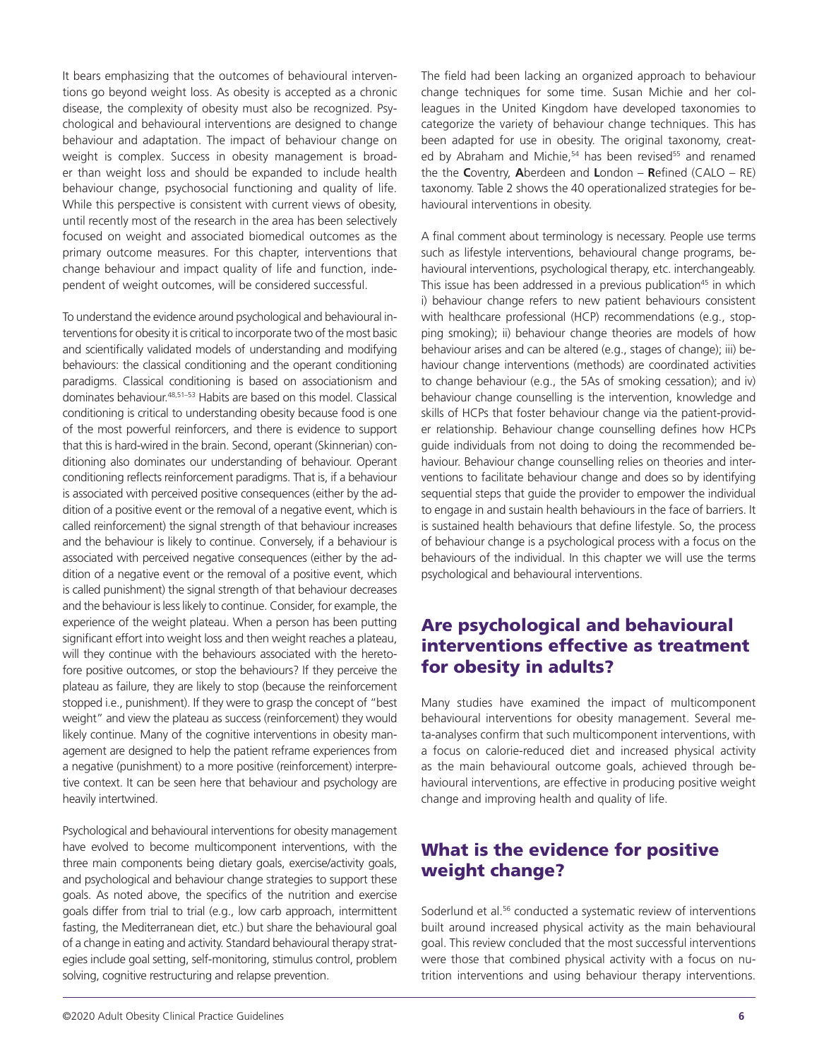It bears emphasizing that the outcomes of behavioural interventions go beyond weight loss. As obesity is accepted as a chronic disease, the complexity of obesity must also be recognized. Psychological and behavioural interventions are designed to change behaviour and adaptation. The impact of behaviour change on weight is complex. Success in obesity management is broader than weight loss and should be expanded to include health behaviour change, psychosocial functioning and quality of life. While this perspective is consistent with current views of obesity, until recently most of the research in the area has been selectively focused on weight and associated biomedical outcomes as the primary outcome measures. For this chapter, interventions that change behaviour and impact quality of life and function, independent of weight outcomes, will be considered successful.

To understand the evidence around psychological and behavioural interventions for obesity it is critical to incorporate two of the most basic and scientifically validated models of understanding and modifying behaviours: the classical conditioning and the operant conditioning paradigms. Classical conditioning is based on associationism and dominates behaviour.[48,51–53] Habits are based on this model. Classical conditioning is critical to understanding obesity because food is one of the most powerful reinforcers, and there is evidence to support that this is hard-wired in the brain. Second, operant (Skinnerian) conditioning also dominates our understanding of behaviour. Operant conditioning reflects reinforcement paradigms. That is, if a behaviour is associated with perceived positive consequences (either by the addition of a positive event or the removal of a negative event, which is called reinforcement) the signal strength of that behaviour increases and the behaviour is likely to continue. Conversely, if a behaviour is associated with perceived negative consequences (either by the addition of a negative event or the removal of a positive event, which is called punishment) the signal strength of that behaviour decreases and the behaviour is less likely to continue. Consider, for example, the experience of the weight plateau. When a person has been putting significant effort into weight loss and then weight reaches a plateau, will they continue with the behaviours associated with the heretofore positive outcomes, or stop the behaviours? If they perceive the plateau as failure, they are likely to stop (because the reinforcement stopped i.e., punishment). If they were to grasp the concept of "best weight" and view the plateau as success (reinforcement) they would likely continue. Many of the cognitive interventions in obesity management are designed to help the patient reframe experiences from a negative (punishment) to a more positive (reinforcement) interpretive context. It can be seen here that behaviour and psychology are heavily intertwined.

Psychological and behavioural interventions for obesity management have evolved to become multicomponent interventions, with the three main components being dietary goals, exercise/activity goals, and psychological and behaviour change strategies to support these goals. As noted above, the specifics of the nutrition and exercise goals differ from trial to trial (e.g., low carb approach, intermittent fasting, the Mediterranean diet, etc.) but share the behavioural goal of a change in eating and activity. Standard behavioural therapy strategies include goal setting, self-monitoring, stimulus control, problem solving, cognitive restructuring and relapse prevention.

The field had been lacking an organized approach to behaviour change techniques for some time. Susan Michie and her colleagues in the United Kingdom have developed taxonomies to categorize the variety of behaviour change techniques. This has been adapted for use in obesity. The original taxonomy, created by Abraham and Michie,[54] has been revised[55] and renamed the the **C**oventry, **A**berdeen and **L**ondon – **R**efined (CALO – RE) taxonomy. Table 2 shows the 40 operationalized strategies for behavioural interventions in obesity.

A final comment about terminology is necessary. People use terms such as lifestyle interventions, behavioural change programs, behavioural interventions, psychological therapy, etc. interchangeably. This issue has been addressed in a previous publication[45] in which i) behaviour change refers to new patient behaviours consistent with healthcare professional (HCP) recommendations (e.g., stopping smoking); ii) behaviour change theories are models of how behaviour arises and can be altered (e.g., stages of change); iii) behaviour change interventions (methods) are coordinated activities to change behaviour (e.g., the 5As of smoking cessation); and iv) behaviour change counselling is the intervention, knowledge and skills of HCPs that foster behaviour change via the patient-provider relationship. Behaviour change counselling defines how HCPs guide individuals from not doing to doing the recommended behaviour. Behaviour change counselling relies on theories and interventions to facilitate behaviour change and does so by identifying sequential steps that guide the provider to empower the individual to engage in and sustain health behaviours in the face of barriers. It is sustained health behaviours that define lifestyle. So, the process of behaviour change is a psychological process with a focus on the behaviours of the individual. In this chapter we will use the terms psychological and behavioural interventions.

## Are psychological and behavioural interventions effective as treatment for obesity in adults?

Many studies have examined the impact of multicomponent behavioural interventions for obesity management. Several meta-analyses confirm that such multicomponent interventions, with a focus on calorie-reduced diet and increased physical activity as the main behavioural outcome goals, achieved through behavioural interventions, are effective in producing positive weight change and improving health and quality of life.

## What is the evidence for positive weight change?

Soderlund et al.[56] conducted a systematic review of interventions built around increased physical activity as the main behavioural goal. This review concluded that the most successful interventions were those that combined physical activity with a focus on nutrition interventions and using behaviour therapy interventions.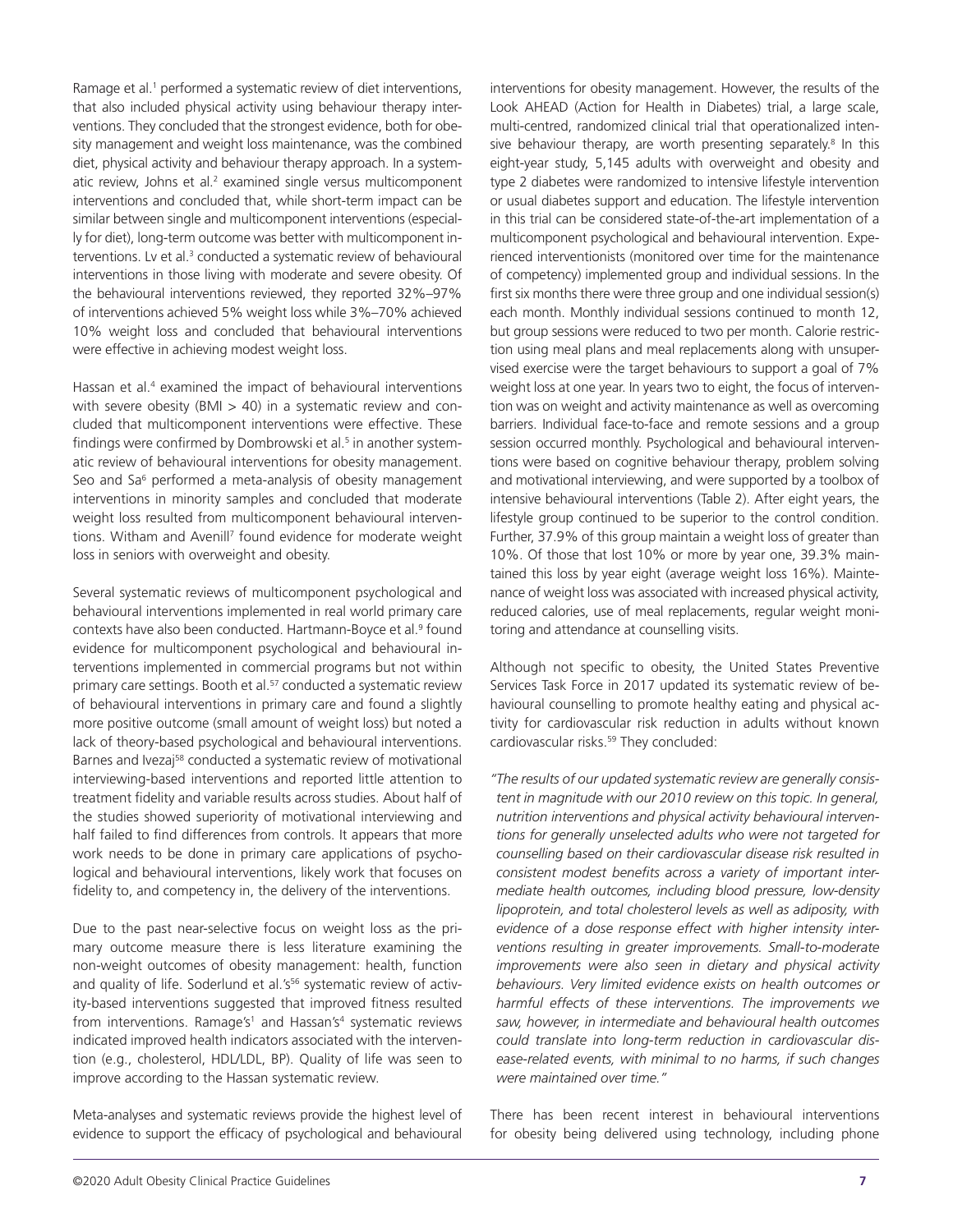Ramage et al.[1] performed a systematic review of diet interventions, that also included physical activity using behaviour therapy interventions. They concluded that the strongest evidence, both for obesity management and weight loss maintenance, was the combined diet, physical activity and behaviour therapy approach. In a systematic review, Johns et al.[2] examined single versus multicomponent interventions and concluded that, while short-term impact can be similar between single and multicomponent interventions (especially for diet), long-term outcome was better with multicomponent interventions. Lv et al.[3] conducted a systematic review of behavioural interventions in those living with moderate and severe obesity. Of the behavioural interventions reviewed, they reported 32%–97% of interventions achieved 5% weight loss while 3%–70% achieved 10% weight loss and concluded that behavioural interventions were effective in achieving modest weight loss.

Hassan et al.[4] examined the impact of behavioural interventions with severe obesity (BMI > 40) in a systematic review and concluded that multicomponent interventions were effective. These findings were confirmed by Dombrowski et al.[5] in another systematic review of behavioural interventions for obesity management. Seo and Sa[6] performed a meta-analysis of obesity management interventions in minority samples and concluded that moderate weight loss resulted from multicomponent behavioural interventions. Witham and Avenill[7] found evidence for moderate weight loss in seniors with overweight and obesity.

Several systematic reviews of multicomponent psychological and behavioural interventions implemented in real world primary care contexts have also been conducted. Hartmann-Boyce et al.[9] found evidence for multicomponent psychological and behavioural interventions implemented in commercial programs but not within primary care settings. Booth et al.[57] conducted a systematic review of behavioural interventions in primary care and found a slightly more positive outcome (small amount of weight loss) but noted a lack of theory-based psychological and behavioural interventions. Barnes and Ivezaj[58] conducted a systematic review of motivational interviewing-based interventions and reported little attention to treatment fidelity and variable results across studies. About half of the studies showed superiority of motivational interviewing and half failed to find differences from controls. It appears that more work needs to be done in primary care applications of psychological and behavioural interventions, likely work that focuses on fidelity to, and competency in, the delivery of the interventions.

Due to the past near-selective focus on weight loss as the primary outcome measure there is less literature examining the non-weight outcomes of obesity management: health, function and quality of life. Soderlund et al.'s[56] systematic review of activity-based interventions suggested that improved fitness resulted from interventions. Ramage's[1] and Hassan's[4] systematic reviews indicated improved health indicators associated with the intervention (e.g., cholesterol, HDL/LDL, BP). Quality of life was seen to improve according to the Hassan systematic review.

Meta-analyses and systematic reviews provide the highest level of evidence to support the efficacy of psychological and behavioural interventions for obesity management. However, the results of the Look AHEAD (Action for Health in Diabetes) trial, a large scale, multi-centred, randomized clinical trial that operationalized intensive behaviour therapy, are worth presenting separately.[8] In this eight-year study, 5,145 adults with overweight and obesity and type 2 diabetes were randomized to intensive lifestyle intervention or usual diabetes support and education. The lifestyle intervention in this trial can be considered state-of-the-art implementation of a multicomponent psychological and behavioural intervention. Experienced interventionists (monitored over time for the maintenance of competency) implemented group and individual sessions. In the first six months there were three group and one individual session(s) each month. Monthly individual sessions continued to month 12, but group sessions were reduced to two per month. Calorie restriction using meal plans and meal replacements along with unsupervised exercise were the target behaviours to support a goal of 7% weight loss at one year. In years two to eight, the focus of intervention was on weight and activity maintenance as well as overcoming barriers. Individual face-to-face and remote sessions and a group session occurred monthly. Psychological and behavioural interventions were based on cognitive behaviour therapy, problem solving and motivational interviewing, and were supported by a toolbox of intensive behavioural interventions (Table 2). After eight years, the lifestyle group continued to be superior to the control condition. Further, 37.9% of this group maintain a weight loss of greater than 10%. Of those that lost 10% or more by year one, 39.3% maintained this loss by year eight (average weight loss 16%). Maintenance of weight loss was associated with increased physical activity, reduced calories, use of meal replacements, regular weight monitoring and attendance at counselling visits.

Although not specific to obesity, the United States Preventive Services Task Force in 2017 updated its systematic review of behavioural counselling to promote healthy eating and physical activity for cardiovascular risk reduction in adults without known cardiovascular risks.[59] They concluded:

*"The results of our updated systematic review are generally consistent in magnitude with our 2010 review on this topic. In general, nutrition interventions and physical activity behavioural interventions for generally unselected adults who were not targeted for counselling based on their cardiovascular disease risk resulted in consistent modest benefits across a variety of important intermediate health outcomes, including blood pressure, low-density lipoprotein, and total cholesterol levels as well as adiposity, with evidence of a dose response effect with higher intensity interventions resulting in greater improvements. Small-to-moderate improvements were also seen in dietary and physical activity behaviours. Very limited evidence exists on health outcomes or harmful effects of these interventions. The improvements we saw, however, in intermediate and behavioural health outcomes could translate into long-term reduction in cardiovascular disease-related events, with minimal to no harms, if such changes were maintained over time."*

There has been recent interest in behavioural interventions for obesity being delivered using technology, including phone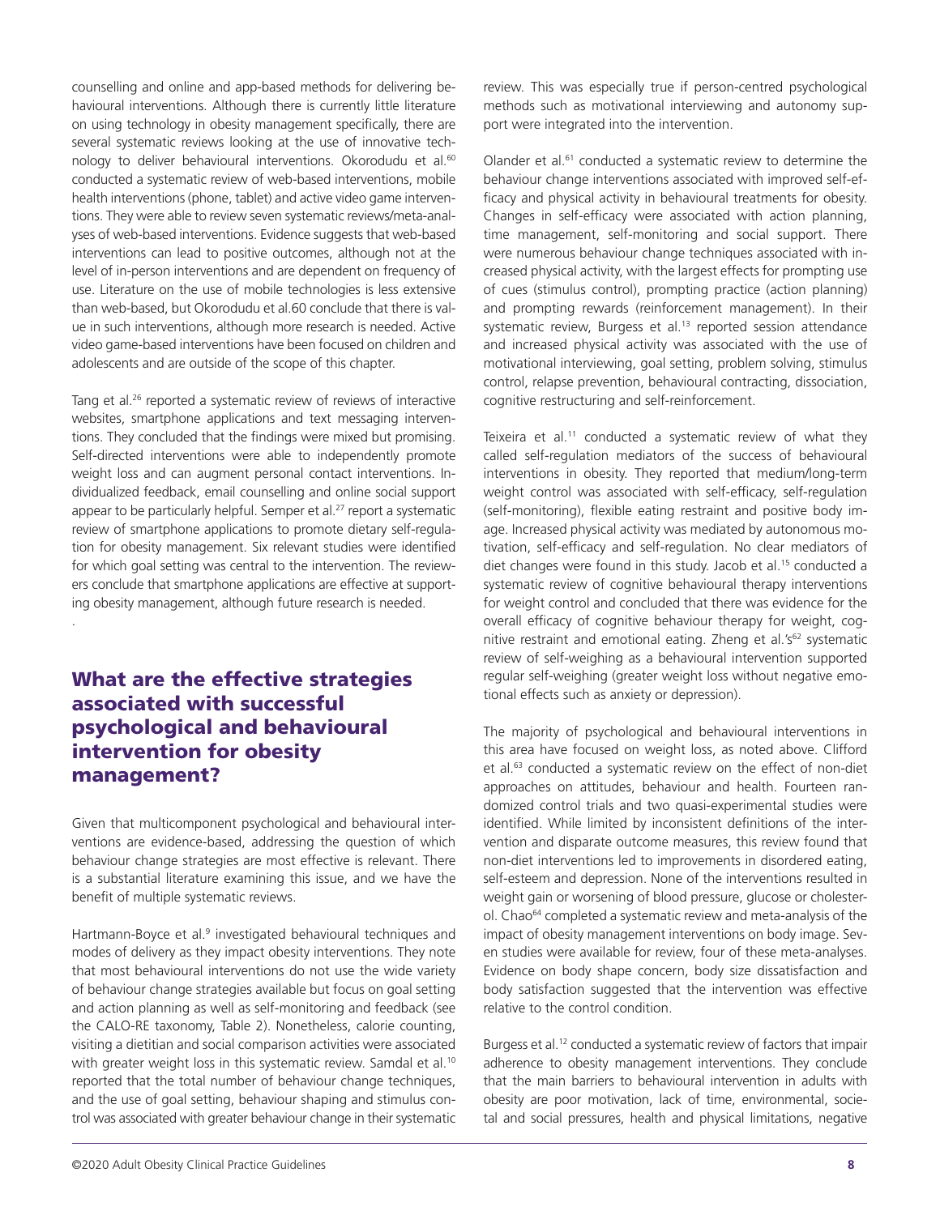counselling and online and app-based methods for delivering behavioural interventions. Although there is currently little literature on using technology in obesity management specifically, there are several systematic reviews looking at the use of innovative technology to deliver behavioural interventions. Okorodudu et al.[60] conducted a systematic review of web-based interventions, mobile health interventions (phone, tablet) and active video game interventions. They were able to review seven systematic reviews/meta-analyses of web-based interventions. Evidence suggests that web-based interventions can lead to positive outcomes, although not at the level of in-person interventions and are dependent on frequency of use. Literature on the use of mobile technologies is less extensive than web-based, but Okorodudu et al.60 conclude that there is value in such interventions, although more research is needed. Active video game-based interventions have been focused on children and adolescents and are outside of the scope of this chapter.

Tang et al.[26] reported a systematic review of reviews of interactive websites, smartphone applications and text messaging interventions. They concluded that the findings were mixed but promising. Self-directed interventions were able to independently promote weight loss and can augment personal contact interventions. Individualized feedback, email counselling and online social support appear to be particularly helpful. Semper et al.[27] report a systematic review of smartphone applications to promote dietary self-regulation for obesity management. Six relevant studies were identified for which goal setting was central to the intervention. The reviewers conclude that smartphone applications are effective at supporting obesity management, although future research is needed.

.

## What are the effective strategies associated with successful psychological and behavioural intervention for obesity management?

Given that multicomponent psychological and behavioural interventions are evidence-based, addressing the question of which behaviour change strategies are most effective is relevant. There is a substantial literature examining this issue, and we have the benefit of multiple systematic reviews.

Hartmann-Boyce et al.[9] investigated behavioural techniques and modes of delivery as they impact obesity interventions. They note that most behavioural interventions do not use the wide variety of behaviour change strategies available but focus on goal setting and action planning as well as self-monitoring and feedback (see the CALO-RE taxonomy, Table 2). Nonetheless, calorie counting, visiting a dietitian and social comparison activities were associated with greater weight loss in this systematic review. Samdal et al.[10] reported that the total number of behaviour change techniques, and the use of goal setting, behaviour shaping and stimulus control was associated with greater behaviour change in their systematic review. This was especially true if person-centred psychological methods such as motivational interviewing and autonomy support were integrated into the intervention.

Olander et al.[61] conducted a systematic review to determine the behaviour change interventions associated with improved self-efficacy and physical activity in behavioural treatments for obesity. Changes in self-efficacy were associated with action planning, time management, self-monitoring and social support. There were numerous behaviour change techniques associated with increased physical activity, with the largest effects for prompting use of cues (stimulus control), prompting practice (action planning) and prompting rewards (reinforcement management). In their systematic review, Burgess et al.[13] reported session attendance and increased physical activity was associated with the use of motivational interviewing, goal setting, problem solving, stimulus control, relapse prevention, behavioural contracting, dissociation, cognitive restructuring and self-reinforcement.

Teixeira et al.[11] conducted a systematic review of what they called self-regulation mediators of the success of behavioural interventions in obesity. They reported that medium/long-term weight control was associated with self-efficacy, self-regulation (self-monitoring), flexible eating restraint and positive body image. Increased physical activity was mediated by autonomous motivation, self-efficacy and self-regulation. No clear mediators of diet changes were found in this study. Jacob et al.[15] conducted a systematic review of cognitive behavioural therapy interventions for weight control and concluded that there was evidence for the overall efficacy of cognitive behaviour therapy for weight, cognitive restraint and emotional eating. Zheng et al.'s[62] systematic review of self-weighing as a behavioural intervention supported regular self-weighing (greater weight loss without negative emotional effects such as anxiety or depression).

The majority of psychological and behavioural interventions in this area have focused on weight loss, as noted above. Clifford et al.[63] conducted a systematic review on the effect of non-diet approaches on attitudes, behaviour and health. Fourteen randomized control trials and two quasi-experimental studies were identified. While limited by inconsistent definitions of the intervention and disparate outcome measures, this review found that non-diet interventions led to improvements in disordered eating, self-esteem and depression. None of the interventions resulted in weight gain or worsening of blood pressure, glucose or cholesterol. Chao[64] completed a systematic review and meta-analysis of the impact of obesity management interventions on body image. Seven studies were available for review, four of these meta-analyses. Evidence on body shape concern, body size dissatisfaction and body satisfaction suggested that the intervention was effective relative to the control condition.

Burgess et al.[12] conducted a systematic review of factors that impair adherence to obesity management interventions. They conclude that the main barriers to behavioural intervention in adults with obesity are poor motivation, lack of time, environmental, societal and social pressures, health and physical limitations, negative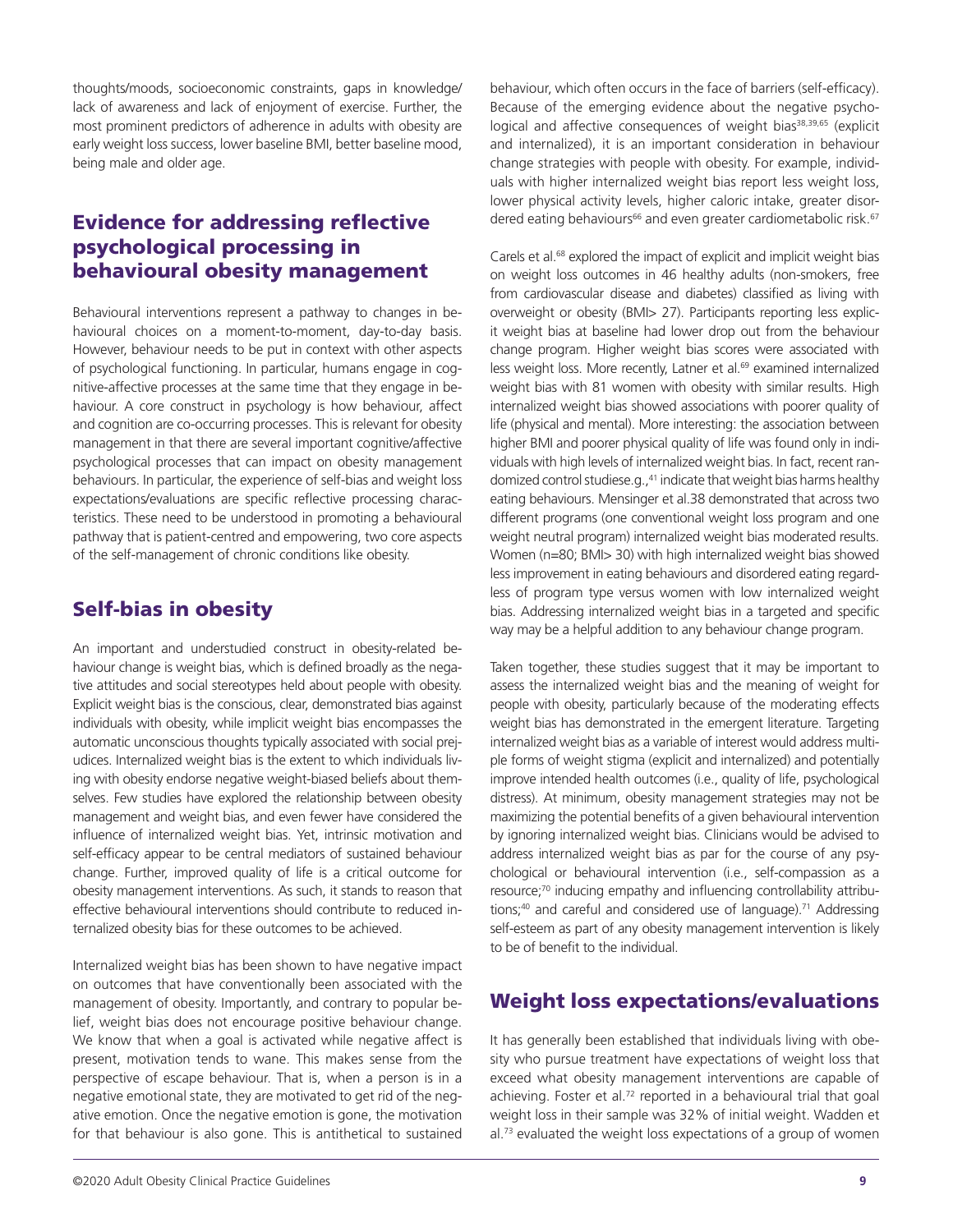thoughts/moods, socioeconomic constraints, gaps in knowledge/lack of awareness and lack of enjoyment of exercise. Further, the most prominent predictors of adherence in adults with obesity are early weight loss success, lower baseline BMI, better baseline mood, being male and older age.

## Evidence for addressing reflective psychological processing in behavioural obesity management

Behavioural interventions represent a pathway to changes in behavioural choices on a moment-to-moment, day-to-day basis. However, behaviour needs to be put in context with other aspects of psychological functioning. In particular, humans engage in cognitive-affective processes at the same time that they engage in behaviour. A core construct in psychology is how behaviour, affect and cognition are co-occurring processes. This is relevant for obesity management in that there are several important cognitive/affective psychological processes that can impact on obesity management behaviours. In particular, the experience of self-bias and weight loss expectations/evaluations are specific reflective processing characteristics. These need to be understood in promoting a behavioural pathway that is patient-centred and empowering, two core aspects of the self-management of chronic conditions like obesity.

## Self-bias in obesity

An important and understudied construct in obesity-related behaviour change is weight bias, which is defined broadly as the negative attitudes and social stereotypes held about people with obesity. Explicit weight bias is the conscious, clear, demonstrated bias against individuals with obesity, while implicit weight bias encompasses the automatic unconscious thoughts typically associated with social prejudices. Internalized weight bias is the extent to which individuals living with obesity endorse negative weight-biased beliefs about themselves. Few studies have explored the relationship between obesity management and weight bias, and even fewer have considered the influence of internalized weight bias. Yet, intrinsic motivation and self-efficacy appear to be central mediators of sustained behaviour change. Further, improved quality of life is a critical outcome for obesity management interventions. As such, it stands to reason that effective behavioural interventions should contribute to reduced internalized obesity bias for these outcomes to be achieved.

Internalized weight bias has been shown to have negative impact on outcomes that have conventionally been associated with the management of obesity. Importantly, and contrary to popular belief, weight bias does not encourage positive behaviour change. We know that when a goal is activated while negative affect is present, motivation tends to wane. This makes sense from the perspective of escape behaviour. That is, when a person is in a negative emotional state, they are motivated to get rid of the negative emotion. Once the negative emotion is gone, the motivation for that behaviour is also gone. This is antithetical to sustained behaviour, which often occurs in the face of barriers (self-efficacy). Because of the emerging evidence about the negative psychological and affective consequences of weight bias[38,39,65] (explicit and internalized), it is an important consideration in behaviour change strategies with people with obesity. For example, individuals with higher internalized weight bias report less weight loss, lower physical activity levels, higher caloric intake, greater disordered eating behaviours[66] and even greater cardiometabolic risk.[67]

Carels et al.[68] explored the impact of explicit and implicit weight bias on weight loss outcomes in 46 healthy adults (non-smokers, free from cardiovascular disease and diabetes) classified as living with overweight or obesity (BMI> 27). Participants reporting less explicit weight bias at baseline had lower drop out from the behaviour change program. Higher weight bias scores were associated with less weight loss. More recently, Latner et al.[69] examined internalized weight bias with 81 women with obesity with similar results. High internalized weight bias showed associations with poorer quality of life (physical and mental). More interesting: the association between higher BMI and poorer physical quality of life was found only in individuals with high levels of internalized weight bias. In fact, recent randomized control studiese.g.,[41] indicate that weight bias harms healthy eating behaviours. Mensinger et al.38 demonstrated that across two different programs (one conventional weight loss program and one weight neutral program) internalized weight bias moderated results. Women (n=80; BMI> 30) with high internalized weight bias showed less improvement in eating behaviours and disordered eating regardless of program type versus women with low internalized weight bias. Addressing internalized weight bias in a targeted and specific way may be a helpful addition to any behaviour change program.

Taken together, these studies suggest that it may be important to assess the internalized weight bias and the meaning of weight for people with obesity, particularly because of the moderating effects weight bias has demonstrated in the emergent literature. Targeting internalized weight bias as a variable of interest would address multiple forms of weight stigma (explicit and internalized) and potentially improve intended health outcomes (i.e., quality of life, psychological distress). At minimum, obesity management strategies may not be maximizing the potential benefits of a given behavioural intervention by ignoring internalized weight bias. Clinicians would be advised to address internalized weight bias as par for the course of any psychological or behavioural intervention (i.e., self-compassion as a resource;[70] inducing empathy and influencing controllability attributions;[40] and careful and considered use of language).[71] Addressing self-esteem as part of any obesity management intervention is likely to be of benefit to the individual.

## Weight loss expectations/evaluations

It has generally been established that individuals living with obesity who pursue treatment have expectations of weight loss that exceed what obesity management interventions are capable of achieving. Foster et al.[72] reported in a behavioural trial that goal weight loss in their sample was 32% of initial weight. Wadden et al.[73] evaluated the weight loss expectations of a group of women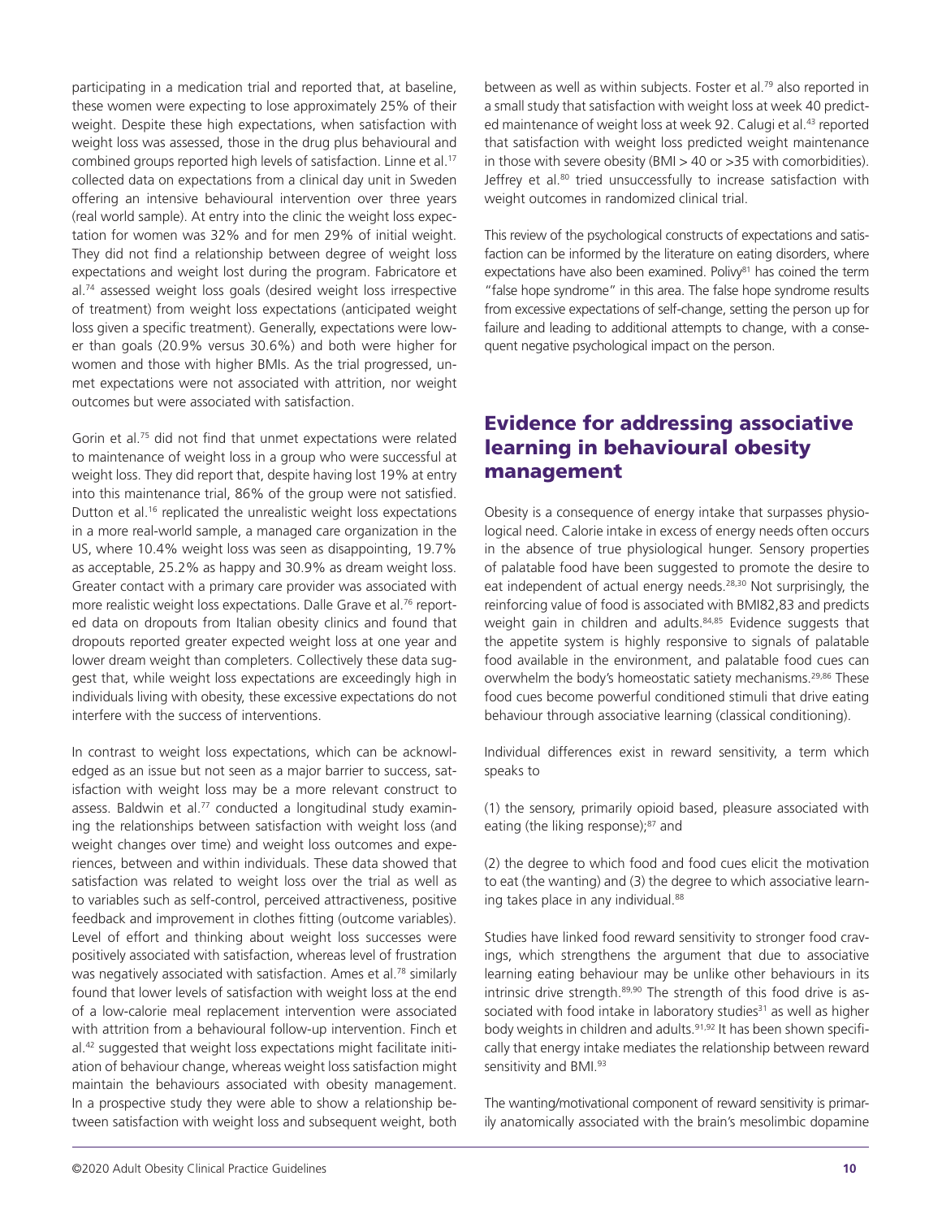participating in a medication trial and reported that, at baseline, these women were expecting to lose approximately 25% of their weight. Despite these high expectations, when satisfaction with weight loss was assessed, those in the drug plus behavioural and combined groups reported high levels of satisfaction. Linne et al.[17] collected data on expectations from a clinical day unit in Sweden offering an intensive behavioural intervention over three years (real world sample). At entry into the clinic the weight loss expectation for women was 32% and for men 29% of initial weight. They did not find a relationship between degree of weight loss expectations and weight lost during the program. Fabricatore et al.[74] assessed weight loss goals (desired weight loss irrespective of treatment) from weight loss expectations (anticipated weight loss given a specific treatment). Generally, expectations were lower than goals (20.9% versus 30.6%) and both were higher for women and those with higher BMIs. As the trial progressed, unmet expectations were not associated with attrition, nor weight outcomes but were associated with satisfaction.

Gorin et al.[75] did not find that unmet expectations were related to maintenance of weight loss in a group who were successful at weight loss. They did report that, despite having lost 19% at entry into this maintenance trial, 86% of the group were not satisfied. Dutton et al.[16] replicated the unrealistic weight loss expectations in a more real-world sample, a managed care organization in the US, where 10.4% weight loss was seen as disappointing, 19.7% as acceptable, 25.2% as happy and 30.9% as dream weight loss. Greater contact with a primary care provider was associated with more realistic weight loss expectations. Dalle Grave et al.[76] reported data on dropouts from Italian obesity clinics and found that dropouts reported greater expected weight loss at one year and lower dream weight than completers. Collectively these data suggest that, while weight loss expectations are exceedingly high in individuals living with obesity, these excessive expectations do not interfere with the success of interventions.

In contrast to weight loss expectations, which can be acknowledged as an issue but not seen as a major barrier to success, satisfaction with weight loss may be a more relevant construct to assess. Baldwin et al.[77] conducted a longitudinal study examining the relationships between satisfaction with weight loss (and weight changes over time) and weight loss outcomes and experiences, between and within individuals. These data showed that satisfaction was related to weight loss over the trial as well as to variables such as self-control, perceived attractiveness, positive feedback and improvement in clothes fitting (outcome variables). Level of effort and thinking about weight loss successes were positively associated with satisfaction, whereas level of frustration was negatively associated with satisfaction. Ames et al.[78] similarly found that lower levels of satisfaction with weight loss at the end of a low-calorie meal replacement intervention were associated with attrition from a behavioural follow-up intervention. Finch et al.[42] suggested that weight loss expectations might facilitate initiation of behaviour change, whereas weight loss satisfaction might maintain the behaviours associated with obesity management. In a prospective study they were able to show a relationship between satisfaction with weight loss and subsequent weight, both between as well as within subjects. Foster et al.[79] also reported in a small study that satisfaction with weight loss at week 40 predicted maintenance of weight loss at week 92. Calugi et al.[43] reported that satisfaction with weight loss predicted weight maintenance in those with severe obesity (BMI > 40 or >35 with comorbidities). Jeffrey et al.[80] tried unsuccessfully to increase satisfaction with weight outcomes in randomized clinical trial.

This review of the psychological constructs of expectations and satisfaction can be informed by the literature on eating disorders, where expectations have also been examined. Polivy[81] has coined the term "false hope syndrome" in this area. The false hope syndrome results from excessive expectations of self-change, setting the person up for failure and leading to additional attempts to change, with a consequent negative psychological impact on the person.

## Evidence for addressing associative learning in behavioural obesity management

Obesity is a consequence of energy intake that surpasses physiological need. Calorie intake in excess of energy needs often occurs in the absence of true physiological hunger. Sensory properties of palatable food have been suggested to promote the desire to eat independent of actual energy needs.[28,30] Not surprisingly, the reinforcing value of food is associated with BMI82,83 and predicts weight gain in children and adults.[84,85] Evidence suggests that the appetite system is highly responsive to signals of palatable food available in the environment, and palatable food cues can overwhelm the body's homeostatic satiety mechanisms.[29,86] These food cues become powerful conditioned stimuli that drive eating behaviour through associative learning (classical conditioning).

Individual differences exist in reward sensitivity, a term which speaks to

(1) the sensory, primarily opioid based, pleasure associated with eating (the liking response);[87] and

(2) the degree to which food and food cues elicit the motivation to eat (the wanting) and (3) the degree to which associative learning takes place in any individual.[88]

Studies have linked food reward sensitivity to stronger food cravings, which strengthens the argument that due to associative learning eating behaviour may be unlike other behaviours in its intrinsic drive strength.[89,90] The strength of this food drive is associated with food intake in laboratory studies[31] as well as higher body weights in children and adults.[91,92] It has been shown specifically that energy intake mediates the relationship between reward sensitivity and BMI.[93]

The wanting/motivational component of reward sensitivity is primarily anatomically associated with the brain's mesolimbic dopamine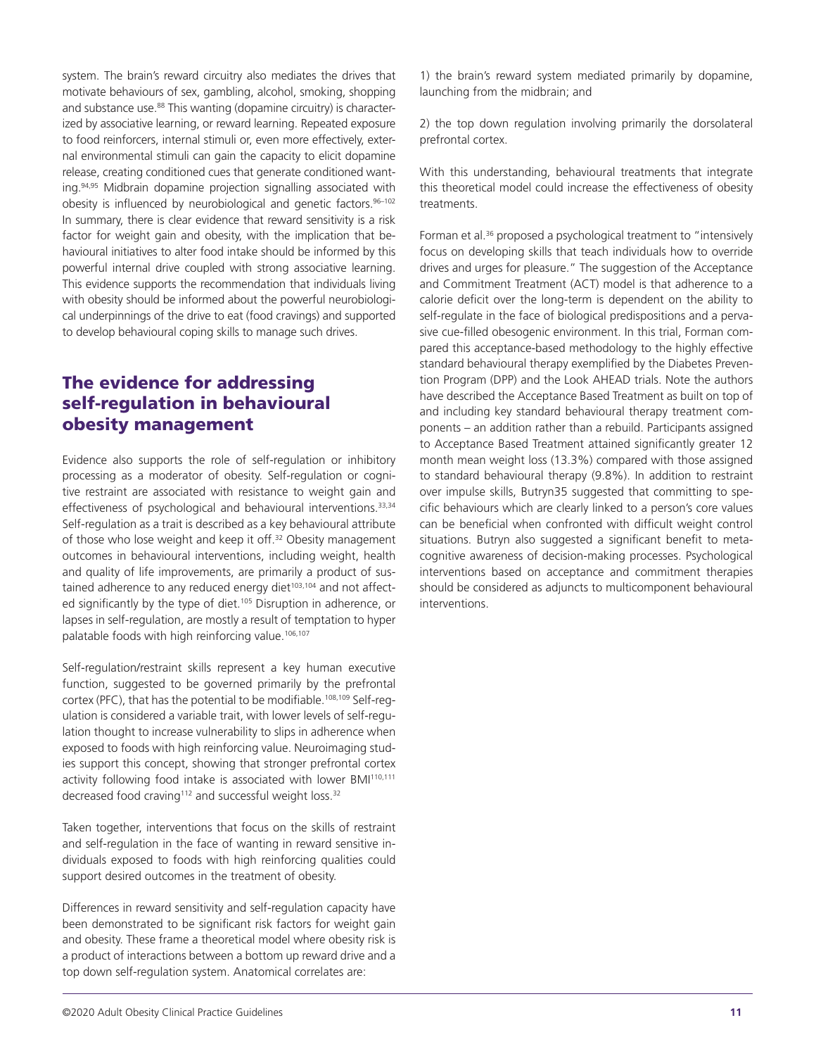system. The brain's reward circuitry also mediates the drives that motivate behaviours of sex, gambling, alcohol, smoking, shopping and substance use.[88] This wanting (dopamine circuitry) is characterized by associative learning, or reward learning. Repeated exposure to food reinforcers, internal stimuli or, even more effectively, external environmental stimuli can gain the capacity to elicit dopamine release, creating conditioned cues that generate conditioned wanting.[94,95] Midbrain dopamine projection signalling associated with obesity is influenced by neurobiological and genetic factors.[96–102] In summary, there is clear evidence that reward sensitivity is a risk factor for weight gain and obesity, with the implication that behavioural initiatives to alter food intake should be informed by this powerful internal drive coupled with strong associative learning. This evidence supports the recommendation that individuals living with obesity should be informed about the powerful neurobiological underpinnings of the drive to eat (food cravings) and supported to develop behavioural coping skills to manage such drives.

## The evidence for addressing self-regulation in behavioural obesity management

Evidence also supports the role of self-regulation or inhibitory processing as a moderator of obesity. Self-regulation or cognitive restraint are associated with resistance to weight gain and effectiveness of psychological and behavioural interventions.[33,34] Self-regulation as a trait is described as a key behavioural attribute of those who lose weight and keep it off.[32] Obesity management outcomes in behavioural interventions, including weight, health and quality of life improvements, are primarily a product of sustained adherence to any reduced energy diet[103,104] and not affected significantly by the type of diet.[105] Disruption in adherence, or lapses in self-regulation, are mostly a result of temptation to hyper palatable foods with high reinforcing value.[106,107]

Self-regulation/restraint skills represent a key human executive function, suggested to be governed primarily by the prefrontal cortex (PFC), that has the potential to be modifiable.[108,109] Self-regulation is considered a variable trait, with lower levels of self-regulation thought to increase vulnerability to slips in adherence when exposed to foods with high reinforcing value. Neuroimaging studies support this concept, showing that stronger prefrontal cortex activity following food intake is associated with lower BMI[110,111] decreased food craving[112] and successful weight loss.[32]

Taken together, interventions that focus on the skills of restraint and self-regulation in the face of wanting in reward sensitive individuals exposed to foods with high reinforcing qualities could support desired outcomes in the treatment of obesity.

Differences in reward sensitivity and self-regulation capacity have been demonstrated to be significant risk factors for weight gain and obesity. These frame a theoretical model where obesity risk is a product of interactions between a bottom up reward drive and a top down self-regulation system. Anatomical correlates are:

1) the brain's reward system mediated primarily by dopamine, launching from the midbrain; and

2) the top down regulation involving primarily the dorsolateral prefrontal cortex.

With this understanding, behavioural treatments that integrate this theoretical model could increase the effectiveness of obesity treatments.

Forman et al.[36] proposed a psychological treatment to "intensively focus on developing skills that teach individuals how to override drives and urges for pleasure." The suggestion of the Acceptance and Commitment Treatment (ACT) model is that adherence to a calorie deficit over the long-term is dependent on the ability to self-regulate in the face of biological predispositions and a pervasive cue-filled obesogenic environment. In this trial, Forman compared this acceptance-based methodology to the highly effective standard behavioural therapy exemplified by the Diabetes Prevention Program (DPP) and the Look AHEAD trials. Note the authors have described the Acceptance Based Treatment as built on top of and including key standard behavioural therapy treatment components – an addition rather than a rebuild. Participants assigned to Acceptance Based Treatment attained significantly greater 12 month mean weight loss (13.3%) compared with those assigned to standard behavioural therapy (9.8%). In addition to restraint over impulse skills, Butryn35 suggested that committing to specific behaviours which are clearly linked to a person's core values can be beneficial when confronted with difficult weight control situations. Butryn also suggested a significant benefit to metacognitive awareness of decision-making processes. Psychological interventions based on acceptance and commitment therapies should be considered as adjuncts to multicomponent behavioural interventions.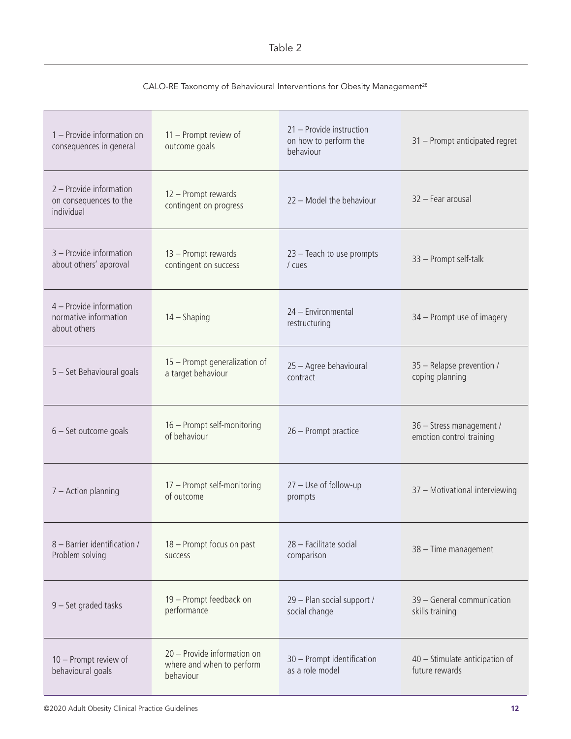Table 2

CALO-RE Taxonomy of Behavioural Interventions for Obesity Management[28]

| | | | |
|---|---|---|---|
| 1 – Provide information on consequences in general | 11 – Prompt review of outcome goals | 21 – Provide instruction on how to perform the behaviour | 31 – Prompt anticipated regret |
| 2 – Provide information on consequences to the individual | 12 – Prompt rewards contingent on progress | 22 – Model the behaviour | 32 – Fear arousal |
| 3 – Provide information about others' approval | 13 – Prompt rewards contingent on success | 23 – Teach to use prompts / cues | 33 – Prompt self-talk |
| 4 – Provide information normative information about others | 14 – Shaping | 24 – Environmental restructuring | 34 – Prompt use of imagery |
| 5 – Set Behavioural goals | 15 – Prompt generalization of a target behaviour | 25 – Agree behavioural contract | 35 – Relapse prevention / coping planning |
| 6 – Set outcome goals | 16 – Prompt self-monitoring of behaviour | 26 – Prompt practice | 36 – Stress management / emotion control training |
| 7 – Action planning | 17 – Prompt self-monitoring of outcome | 27 – Use of follow-up prompts | 37 – Motivational interviewing |
| 8 – Barrier identification / Problem solving | 18 – Prompt focus on past success | 28 – Facilitate social comparison | 38 – Time management |
| 9 – Set graded tasks | 19 – Prompt feedback on performance | 29 – Plan social support / social change | 39 – General communication skills training |
| 10 – Prompt review of behavioural goals | 20 – Provide information on where and when to perform behaviour | 30 – Prompt identification as a role model | 40 – Stimulate anticipation of future rewards |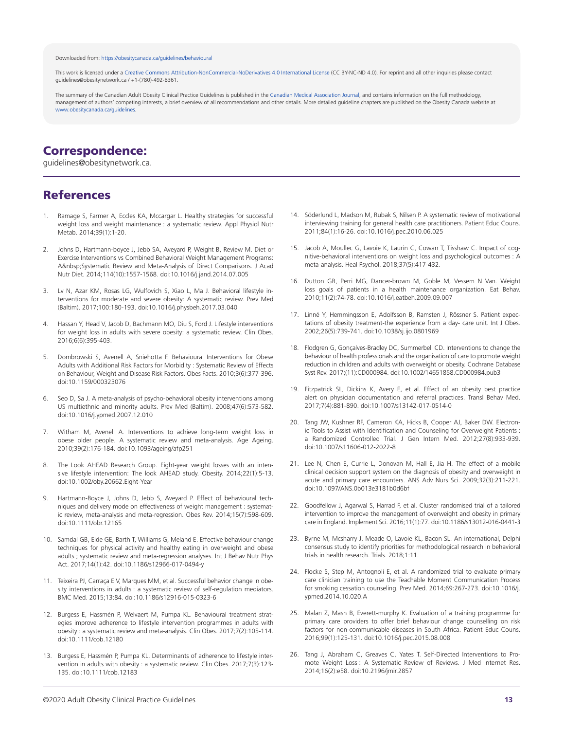Downloaded from: https://obesitycanada.ca/guidelines/behavioural

This work is licensed under a Creative Commons Attribution-NonCommercial-NoDerivatives 4.0 International License (CC BY-NC-ND 4.0). For reprint and all other inquiries please contact guidelines@obesitynetwork.ca / +1-(780)-492-8361.

The summary of the Canadian Adult Obesity Clinical Practice Guidelines is published in the Canadian Medical Association Journal, and contains information on the full methodology, management of authors' competing interests, a brief overview of all recommendations and other details. More detailed guideline chapters are published on the Obesity Canada website at www.obesitycanada.ca/guidelines.

## Correspondence:

guidelines@obesitynetwork.ca.

## References

1. Ramage S, Farmer A, Eccles KA, Mccargar L. Healthy strategies for successful weight loss and weight maintenance : a systematic review. Appl Physiol Nutr Metab. 2014;39(1):1-20.
2. Johns D, Hartmann-boyce J, Jebb SA, Aveyard P, Weight B, Review M. Diet or Exercise Interventions vs Combined Behavioral Weight Management Programs: A&nbsp;Systematic Review and Meta-Analysis of Direct Comparisons. J Acad Nutr Diet. 2014;114(10):1557-1568. doi:10.1016/j.jand.2014.07.005
3. Lv N, Azar KM, Rosas LG, Wulfovich S, Xiao L, Ma J. Behavioral lifestyle interventions for moderate and severe obesity: A systematic review. Prev Med (Baltim). 2017;100:180-193. doi:10.1016/j.physbeh.2017.03.040
4. Hassan Y, Head V, Jacob D, Bachmann MO, Diu S, Ford J. Lifestyle interventions for weight loss in adults with severe obesity: a systematic review. Clin Obes. 2016;6(6):395-403.
5. Dombrowski S, Avenell A, Sniehotta F. Behavioural Interventions for Obese Adults with Additional Risk Factors for Morbidity : Systematic Review of Effects on Behaviour, Weight and Disease Risk Factors. Obes Facts. 2010;3(6):377-396. doi:10.1159/000323076
6. Seo D, Sa J. A meta-analysis of psycho-behavioral obesity interventions among US multiethnic and minority adults. Prev Med (Baltim). 2008;47(6):573-582. doi:10.1016/j.ypmed.2007.12.010
7. Witham M, Avenell A. Interventions to achieve long-term weight loss in obese older people. A systematic review and meta-analysis. Age Ageing. 2010;39(2):176-184. doi:10.1093/ageing/afp251
8. The Look AHEAD Research Group. Eight-year weight losses with an intensive lifestyle intervention: The look AHEAD study. Obesity. 2014;22(1):5-13. doi:10.1002/oby.20662.Eight-Year
9. Hartmann-Boyce J, Johns D, Jebb S, Aveyard P. Effect of behavioural techniques and delivery mode on effectiveness of weight management : systematic review, meta-analysis and meta-regression. Obes Rev. 2014;15(7):598-609. doi:10.1111/obr.12165
10. Samdal GB, Eide GE, Barth T, Williams G, Meland E. Effective behaviour change techniques for physical activity and healthy eating in overweight and obese adults ; systematic review and meta-regression analyses. Int J Behav Nutr Phys Act. 2017;14(1):42. doi:10.1186/s12966-017-0494-y
11. Teixeira PJ, Carraça E V, Marques MM, et al. Successful behavior change in obesity interventions in adults : a systematic review of self-regulation mediators. BMC Med. 2015;13:84. doi:10.1186/s12916-015-0323-6
12. Burgess E, Hassmén P, Welvaert M, Pumpa KL. Behavioural treatment strategies improve adherence to lifestyle intervention programmes in adults with obesity : a systematic review and meta-analysis. Clin Obes. 2017;7(2):105-114. doi:10.1111/cob.12180
13. Burgess E, Hassmén P, Pumpa KL. Determinants of adherence to lifestyle intervention in adults with obesity : a systematic review. Clin Obes. 2017;7(3):123-135. doi:10.1111/cob.12183
14. Söderlund L, Madson M, Rubak S, Nilsen P. A systematic review of motivational interviewing training for general health care practitioners. Patient Educ Couns. 2011;84(1):16-26. doi:10.1016/j.pec.2010.06.025
15. Jacob A, Moullec G, Lavoie K, Laurin C, Cowan T, Tisshaw C. Impact of cognitive-behavioral interventions on weight loss and psychological outcomes : A meta-analysis. Heal Psychol. 2018;37(5):417-432.
16. Dutton GR, Perri MG, Dancer-brown M, Goble M, Vessem N Van. Weight loss goals of patients in a health maintenance organization. Eat Behav. 2010;11(2):74-78. doi:10.1016/j.eatbeh.2009.09.007
17. Linné Y, Hemmingsson E, Adolfsson B, Ramsten J, Rössner S. Patient expectations of obesity treatment-the experience from a day- care unit. Int J Obes. 2002;26(5):739-741. doi:10.1038/sj.ijo.0801969
18. Flodgren G, Gonçalves-Bradley DC, Summerbell CD. Interventions to change the behaviour of health professionals and the organisation of care to promote weight reduction in children and adults with overweight or obesity. Cochrane Database Syst Rev. 2017;(11):CD000984. doi:10.1002/14651858.CD000984.pub3
19. Fitzpatrick SL, Dickins K, Avery E, et al. Effect of an obesity best practice alert on physician documentation and referral practices. Transl Behav Med. 2017;7(4):881-890. doi:10.1007/s13142-017-0514-0
20. Tang JW, Kushner RF, Cameron KA, Hicks B, Cooper AJ, Baker DW. Electronic Tools to Assist with Identification and Counseling for Overweight Patients : a Randomized Controlled Trial. J Gen Intern Med. 2012;27(8):933-939. doi:10.1007/s11606-012-2022-8
21. Lee N, Chen E, Currie L, Donovan M, Hall E, Jia H. The effect of a mobile clinical decision support system on the diagnosis of obesity and overweight in acute and primary care encounters. ANS Adv Nurs Sci. 2009;32(3):211-221. doi:10.1097/ANS.0b013e3181b0d6bf
22. Goodfellow J, Agarwal S, Harrad F, et al. Cluster randomised trial of a tailored intervention to improve the management of overweight and obesity in primary care in England. Implement Sci. 2016;11(1):77. doi:10.1186/s13012-016-0441-3
23. Byrne M, Mcsharry J, Meade O, Lavoie KL, Bacon SL. An international, Delphi consensus study to identify priorities for methodological research in behavioral trials in health research. Trials. 2018;1:11.
24. Flocke S, Step M, Antognoli E, et al. A randomized trial to evaluate primary care clinician training to use the Teachable Moment Communication Process for smoking cessation counseling. Prev Med. 2014;69:267-273. doi:10.1016/j.ypmed.2014.10.020.A
25. Malan Z, Mash B, Everett-murphy K. Evaluation of a training programme for primary care providers to offer brief behaviour change counselling on risk factors for non-communicable diseases in South Africa. Patient Educ Couns. 2016;99(1):125-131. doi:10.1016/j.pec.2015.08.008
26. Tang J, Abraham C, Greaves C, Yates T. Self-Directed Interventions to Promote Weight Loss : A Systematic Review of Reviews. J Med Internet Res. 2014;16(2):e58. doi:10.2196/jmir.2857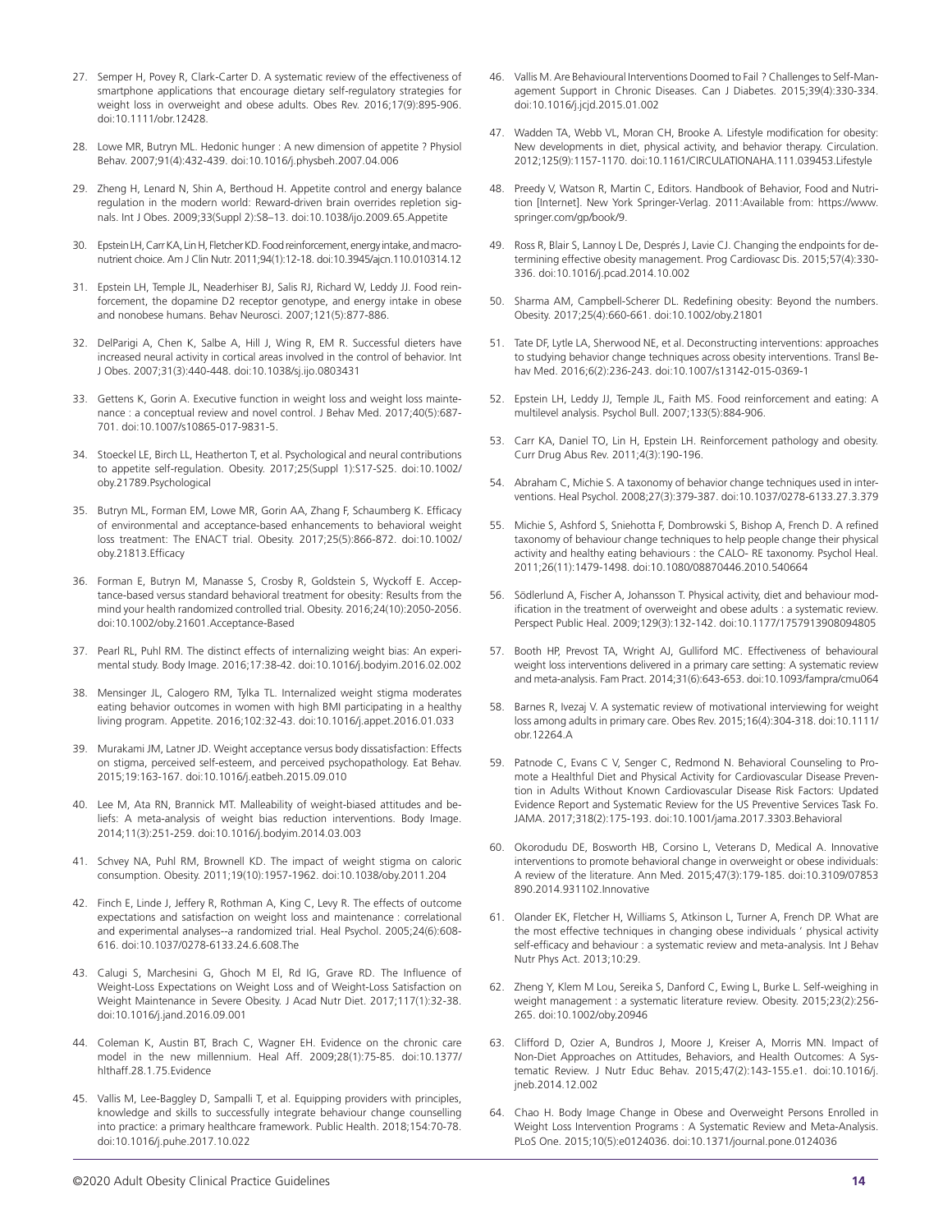27. Semper H, Povey R, Clark-Carter D. A systematic review of the effectiveness of smartphone applications that encourage dietary self-regulatory strategies for weight loss in overweight and obese adults. Obes Rev. 2016;17(9):895-906. doi:10.1111/obr.12428.

28. Lowe MR, Butryn ML. Hedonic hunger : A new dimension of appetite ? Physiol Behav. 2007;91(4):432-439. doi:10.1016/j.physbeh.2007.04.006

29. Zheng H, Lenard N, Shin A, Berthoud H. Appetite control and energy balance regulation in the modern world: Reward-driven brain overrides repletion signals. Int J Obes. 2009;33(Suppl 2):S8–13. doi:10.1038/ijo.2009.65.Appetite

30. Epstein LH, Carr KA, Lin H, Fletcher KD. Food reinforcement, energy intake, and macronutrient choice. Am J Clin Nutr. 2011;94(1):12-18. doi:10.3945/ajcn.110.010314.12

31. Epstein LH, Temple JL, Neaderhiser BJ, Salis RJ, Richard W, Leddy JJ. Food reinforcement, the dopamine D2 receptor genotype, and energy intake in obese and nonobese humans. Behav Neurosci. 2007;121(5):877-886.

32. DelParigi A, Chen K, Salbe A, Hill J, Wing R, EM R. Successful dieters have increased neural activity in cortical areas involved in the control of behavior. Int J Obes. 2007;31(3):440-448. doi:10.1038/sj.ijo.0803431

33. Gettens K, Gorin A. Executive function in weight loss and weight loss maintenance : a conceptual review and novel control. J Behav Med. 2017;40(5):687-701. doi:10.1007/s10865-017-9831-5.

34. Stoeckel LE, Birch LL, Heatherton T, et al. Psychological and neural contributions to appetite self-regulation. Obesity. 2017;25(Suppl 1):S17-S25. doi:10.1002/oby.21789.Psychological

35. Butryn ML, Forman EM, Lowe MR, Gorin AA, Zhang F, Schaumberg K. Efficacy of environmental and acceptance-based enhancements to behavioral weight loss treatment: The ENACT trial. Obesity. 2017;25(5):866-872. doi:10.1002/oby.21813.Efficacy

36. Forman E, Butryn M, Manasse S, Crosby R, Goldstein S, Wyckoff E. Acceptance-based versus standard behavioral treatment for obesity: Results from the mind your health randomized controlled trial. Obesity. 2016;24(10):2050-2056. doi:10.1002/oby.21601.Acceptance-Based

37. Pearl RL, Puhl RM. The distinct effects of internalizing weight bias: An experimental study. Body Image. 2016;17:38-42. doi:10.1016/j.bodyim.2016.02.002

38. Mensinger JL, Calogero RM, Tylka TL. Internalized weight stigma moderates eating behavior outcomes in women with high BMI participating in a healthy living program. Appetite. 2016;102:32-43. doi:10.1016/j.appet.2016.01.033

39. Murakami JM, Latner JD. Weight acceptance versus body dissatisfaction: Effects on stigma, perceived self-esteem, and perceived psychopathology. Eat Behav. 2015;19:163-167. doi:10.1016/j.eatbeh.2015.09.010

40. Lee M, Ata RN, Brannick MT. Malleability of weight-biased attitudes and beliefs: A meta-analysis of weight bias reduction interventions. Body Image. 2014;11(3):251-259. doi:10.1016/j.bodyim.2014.03.003

41. Schvey NA, Puhl RM, Brownell KD. The impact of weight stigma on caloric consumption. Obesity. 2011;19(10):1957-1962. doi:10.1038/oby.2011.204

42. Finch E, Linde J, Jeffery R, Rothman A, King C, Levy R. The effects of outcome expectations and satisfaction on weight loss and maintenance : correlational and experimental analyses--a randomized trial. Heal Psychol. 2005;24(6):608-616. doi:10.1037/0278-6133.24.6.608.The

43. Calugi S, Marchesini G, Ghoch M El, Rd IG, Grave RD. The Influence of Weight-Loss Expectations on Weight Loss and of Weight-Loss Satisfaction on Weight Maintenance in Severe Obesity. J Acad Nutr Diet. 2017;117(1):32-38. doi:10.1016/j.jand.2016.09.001

44. Coleman K, Austin BT, Brach C, Wagner EH. Evidence on the chronic care model in the new millennium. Heal Aff. 2009;28(1):75-85. doi:10.1377/hlthaff.28.1.75.Evidence

45. Vallis M, Lee-Baggley D, Sampalli T, et al. Equipping providers with principles, knowledge and skills to successfully integrate behaviour change counselling into practice: a primary healthcare framework. Public Health. 2018;154:70-78. doi:10.1016/j.puhe.2017.10.022

46. Vallis M. Are Behavioural Interventions Doomed to Fail ? Challenges to Self-Management Support in Chronic Diseases. Can J Diabetes. 2015;39(4):330-334. doi:10.1016/j.jcjd.2015.01.002

47. Wadden TA, Webb VL, Moran CH, Brooke A. Lifestyle modification for obesity: New developments in diet, physical activity, and behavior therapy. Circulation. 2012;125(9):1157-1170. doi:10.1161/CIRCULATIONAHA.111.039453.Lifestyle

48. Preedy V, Watson R, Martin C, Editors. Handbook of Behavior, Food and Nutrition [Internet]. New York Springer-Verlag. 2011:Available from: https://www.springer.com/gp/book/9.

49. Ross R, Blair S, Lannoy L De, Després J, Lavie CJ. Changing the endpoints for determining effective obesity management. Prog Cardiovasc Dis. 2015;57(4):330-336. doi:10.1016/j.pcad.2014.10.002

50. Sharma AM, Campbell-Scherer DL. Redefining obesity: Beyond the numbers. Obesity. 2017;25(4):660-661. doi:10.1002/oby.21801

51. Tate DF, Lytle LA, Sherwood NE, et al. Deconstructing interventions: approaches to studying behavior change techniques across obesity interventions. Transl Behav Med. 2016;6(2):236-243. doi:10.1007/s13142-015-0369-1

52. Epstein LH, Leddy JJ, Temple JL, Faith MS. Food reinforcement and eating: A multilevel analysis. Psychol Bull. 2007;133(5):884-906.

53. Carr KA, Daniel TO, Lin H, Epstein LH. Reinforcement pathology and obesity. Curr Drug Abus Rev. 2011;4(3):190-196.

54. Abraham C, Michie S. A taxonomy of behavior change techniques used in interventions. Heal Psychol. 2008;27(3):379-387. doi:10.1037/0278-6133.27.3.379

55. Michie S, Ashford S, Sniehotta F, Dombrowski S, Bishop A, French D. A refined taxonomy of behaviour change techniques to help people change their physical activity and healthy eating behaviours : the CALO- RE taxonomy. Psychol Heal. 2011;26(11):1479-1498. doi:10.1080/08870446.2010.540664

56. Södlerlund A, Fischer A, Johansson T. Physical activity, diet and behaviour modification in the treatment of overweight and obese adults : a systematic review. Perspect Public Heal. 2009;129(3):132-142. doi:10.1177/1757913908094805

57. Booth HP, Prevost TA, Wright AJ, Gulliford MC. Effectiveness of behavioural weight loss interventions delivered in a primary care setting: A systematic review and meta-analysis. Fam Pract. 2014;31(6):643-653. doi:10.1093/fampra/cmu064

58. Barnes R, Ivezaj V. A systematic review of motivational interviewing for weight loss among adults in primary care. Obes Rev. 2015;16(4):304-318. doi:10.1111/obr.12264.A

59. Patnode C, Evans C V, Senger C, Redmond N. Behavioral Counseling to Promote a Healthful Diet and Physical Activity for Cardiovascular Disease Prevention in Adults Without Known Cardiovascular Disease Risk Factors: Updated Evidence Report and Systematic Review for the US Preventive Services Task Fo. JAMA. 2017;318(2):175-193. doi:10.1001/jama.2017.3303.Behavioral

60. Okorodudu DE, Bosworth HB, Corsino L, Veterans D, Medical A. Innovative interventions to promote behavioral change in overweight or obese individuals: A review of the literature. Ann Med. 2015;47(3):179-185. doi:10.3109/07853890.2014.931102.Innovative

61. Olander EK, Fletcher H, Williams S, Atkinson L, Turner A, French DP. What are the most effective techniques in changing obese individuals ' physical activity self-efficacy and behaviour : a systematic review and meta-analysis. Int J Behav Nutr Phys Act. 2013;10:29.

62. Zheng Y, Klem M Lou, Sereika S, Danford C, Ewing L, Burke L. Self-weighing in weight management : a systematic literature review. Obesity. 2015;23(2):256-265. doi:10.1002/oby.20946

63. Clifford D, Ozier A, Bundros J, Moore J, Kreiser A, Morris MN. Impact of Non-Diet Approaches on Attitudes, Behaviors, and Health Outcomes: A Systematic Review. J Nutr Educ Behav. 2015;47(2):143-155.e1. doi:10.1016/j.jneb.2014.12.002

64. Chao H. Body Image Change in Obese and Overweight Persons Enrolled in Weight Loss Intervention Programs : A Systematic Review and Meta-Analysis. PLoS One. 2015;10(5):e0124036. doi:10.1371/journal.pone.0124036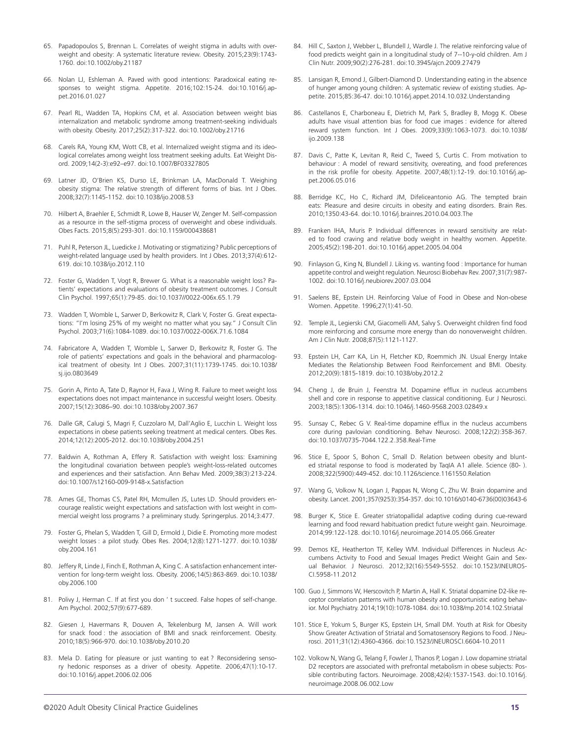65. Papadopoulos S, Brennan L. Correlates of weight stigma in adults with overweight and obesity: A systematic literature review. Obesity. 2015;23(9):1743-1760. doi:10.1002/oby.21187

66. Nolan LJ, Eshleman A. Paved with good intentions: Paradoxical eating responses to weight stigma. Appetite. 2016;102:15-24. doi:10.1016/j.appet.2016.01.027

67. Pearl RL, Wadden TA, Hopkins CM, et al. Association between weight bias internalization and metabolic syndrome among treatment-seeking individuals with obesity. Obesity. 2017;25(2):317-322. doi:10.1002/oby.21716

68. Carels RA, Young KM, Wott CB, et al. Internalized weight stigma and its ideological correlates among weight loss treatment seeking adults. Eat Weight Disord. 2009;14(2-3):e92–e97. doi:10.1007/BF03327805

69. Latner JD, O'Brien KS, Durso LE, Brinkman LA, MacDonald T. Weighing obesity stigma: The relative strength of different forms of bias. Int J Obes. 2008;32(7):1145-1152. doi:10.1038/ijo.2008.53

70. Hilbert A, Braehler E, Schmidt R, Lowe B, Hauser W, Zenger M. Self-compassion as a resource in the self-stigma process of overweight and obese individuals. Obes Facts. 2015;8(5):293-301. doi:10.1159/000438681

71. Puhl R, Peterson JL, Luedicke J. Motivating or stigmatizing? Public perceptions of weight-related language used by health providers. Int J Obes. 2013;37(4):612-619. doi:10.1038/ijo.2012.110

72. Foster G, Wadden T, Vogt R, Brewer G. What is a reasonable weight loss? Patients' expectations and evaluations of obesity treatment outcomes. J Consult Clin Psychol. 1997;65(1):79-85. doi:10.1037//0022-006x.65.1.79

73. Wadden T, Womble L, Sarwer D, Berkowitz R, Clark V, Foster G. Great expectations: "I'm losing 25% of my weight no matter what you say." J Consult Clin Psychol. 2003;71(6):1084-1089. doi:10.1037/0022-006X.71.6.1084

74. Fabricatore A, Wadden T, Womble L, Sarwer D, Berkowitz R, Foster G. The role of patients' expectations and goals in the behavioral and pharmacological treatment of obesity. Int J Obes. 2007;31(11):1739-1745. doi:10.1038/sj.ijo.0803649

75. Gorin A, Pinto A, Tate D, Raynor H, Fava J, Wing R. Failure to meet weight loss expectations does not impact maintenance in successful weight losers. Obesity. 2007;15(12):3086–90. doi:10.1038/oby.2007.367

76. Dalle GR, Calugi S, Magri F, Cuzzolaro M, Dall'Aglio E, Lucchin L. Weight loss expectations in obese patients seeking treatment at medical centers. Obes Res. 2014;12(12):2005-2012. doi:10.1038/oby.2004.251

77. Baldwin A, Rothman A, Effery R. Satisfaction with weight loss: Examining the longitudinal covariation between people's weight-loss-related outcomes and experiences and their satisfaction. Ann Behav Med. 2009;38(3):213-224. doi:10.1007/s12160-009-9148-x.Satisfaction

78. Ames GE, Thomas CS, Patel RH, Mcmullen JS, Lutes LD. Should providers encourage realistic weight expectations and satisfaction with lost weight in commercial weight loss programs ? a preliminary study. Springerplus. 2014;3:477.

79. Foster G, Phelan S, Wadden T, Gill D, Ermold J, Didie E. Promoting more modest weight losses : a pilot study. Obes Res. 2004;12(8):1271-1277. doi:10.1038/oby.2004.161

80. Jeffery R, Linde J, Finch E, Rothman A, King C. A satisfaction enhancement intervention for long-term weight loss. Obesity. 2006;14(5):863-869. doi:10.1038/oby.2006.100

81. Polivy J, Herman C. If at first you don ' t succeed. False hopes of self-change. Am Psychol. 2002;57(9):677-689.

82. Giesen J, Havermans R, Douven A, Tekelenburg M, Jansen A. Will work for snack food : the association of BMI and snack reinforcement. Obesity. 2010;18(5):966-970. doi:10.1038/oby.2010.20

83. Mela D. Eating for pleasure or just wanting to eat ? Reconsidering sensory hedonic responses as a driver of obesity. Appetite. 2006;47(1):10-17. doi:10.1016/j.appet.2006.02.006

84. Hill C, Saxton J, Webber L, Blundell J, Wardle J. The relative reinforcing value of food predicts weight gain in a longitudinal study of 7--10-y-old children. Am J Clin Nutr. 2009;90(2):276-281. doi:10.3945/ajcn.2009.27479

85. Lansigan R, Emond J, Gilbert-Diamond D. Understanding eating in the absence of hunger among young children: A systematic review of existing studies. Appetite. 2015;85:36-47. doi:10.1016/j.appet.2014.10.032.Understanding

86. Castellanos E, Charboneau E, Dietrich M, Park S, Bradley B, Mogg K. Obese adults have visual attention bias for food cue images : evidence for altered reward system function. Int J Obes. 2009;33(9):1063-1073. doi:10.1038/ijo.2009.138

87. Davis C, Patte K, Levitan R, Reid C, Tweed S, Curtis C. From motivation to behaviour : A model of reward sensitivity, overeating, and food preferences in the risk profile for obesity. Appetite. 2007;48(1):12-19. doi:10.1016/j.appet.2006.05.016

88. Berridge KC, Ho C, Richard JM, Difeliceantonio AG. The tempted brain eats: Pleasure and desire circuits in obesity and eating disorders. Brain Res. 2010;1350:43-64. doi:10.1016/j.brainres.2010.04.003.The

89. Franken IHA, Muris P. Individual differences in reward sensitivity are related to food craving and relative body weight in healthy women. Appetite. 2005;45(2):198-201. doi:10.1016/j.appet.2005.04.004

90. Finlayson G, King N, Blundell J. Liking vs. wanting food : Importance for human appetite control and weight regulation. Neurosci Biobehav Rev. 2007;31(7):987-1002. doi:10.1016/j.neubiorev.2007.03.004

91. Saelens BE, Epstein LH. Reinforcing Value of Food in Obese and Non-obese Women. Appetite. 1996;27(1):41-50.

92. Temple JL, Legierski CM, Giacomelli AM, Salvy S. Overweight children find food more reinforcing and consume more energy than do nonoverweight children. Am J Clin Nutr. 2008;87(5):1121-1127.

93. Epstein LH, Carr KA, Lin H, Fletcher KD, Roemmich JN. Usual Energy Intake Mediates the Relationship Between Food Reinforcement and BMI. Obesity. 2012;20(9):1815-1819. doi:10.1038/oby.2012.2

94. Cheng J, de Bruin J, Feenstra M. Dopamine efflux in nucleus accumbens shell and core in response to appetitive classical conditioning. Eur J Neurosci. 2003;18(5):1306-1314. doi:10.1046/j.1460-9568.2003.02849.x

95. Sunsay C, Rebec G V. Real-time dopamine efflux in the nucleus accumbens core during pavlovian conditioning. Behav Neurosci. 2008;122(2):358-367. doi:10.1037/0735-7044.122.2.358.Real-Time

96. Stice E, Spoor S, Bohon C, Small D. Relation between obesity and blunted striatal response to food is moderated by TaqIA A1 allele. Science (80- ). 2008;322(5900):449-452. doi:10.1126/science.1161550.Relation

97. Wang G, Volkow N, Logan J, Pappas N, Wong C, Zhu W. Brain dopamine and obesity. Lancet. 2001;357(9253):354-357. doi:10.1016/s0140-6736(00)03643-6

98. Burger K, Stice E. Greater striatopallidal adaptive coding during cue-reward learning and food reward habituation predict future weight gain. Neuroimage. 2014;99:122-128. doi:10.1016/j.neuroimage.2014.05.066.Greater

99. Demos KE, Heatherton TF, Kelley WM. Individual Differences in Nucleus Accumbens Activity to Food and Sexual Images Predict Weight Gain and Sexual Behavior. J Neurosci. 2012;32(16):5549-5552. doi:10.1523/JNEUROSCI.5958-11.2012

100. Guo J, Simmons W, Herscovitch P, Martin A, Hall K. Striatal dopamine D2-like receptor correlation patterns with human obesity and opportunistic eating behavior. Mol Psychiatry. 2014;19(10):1078-1084. doi:10.1038/mp.2014.102.Striatal

101. Stice E, Yokum S, Burger KS, Epstein LH, Small DM. Youth at Risk for Obesity Show Greater Activation of Striatal and Somatosensory Regions to Food. J Neurosci. 2011;31(12):4360-4366. doi:10.1523/JNEUROSCI.6604-10.2011

102. Volkow N, Wang G, Telang F, Fowler J, Thanos P, Logan J. Low dopamine striatal D2 receptors are associated with prefrontal metabolism in obese subjects: Possible contributing factors. Neuroimage. 2008;42(4):1537-1543. doi:10.1016/j.neuroimage.2008.06.002.Low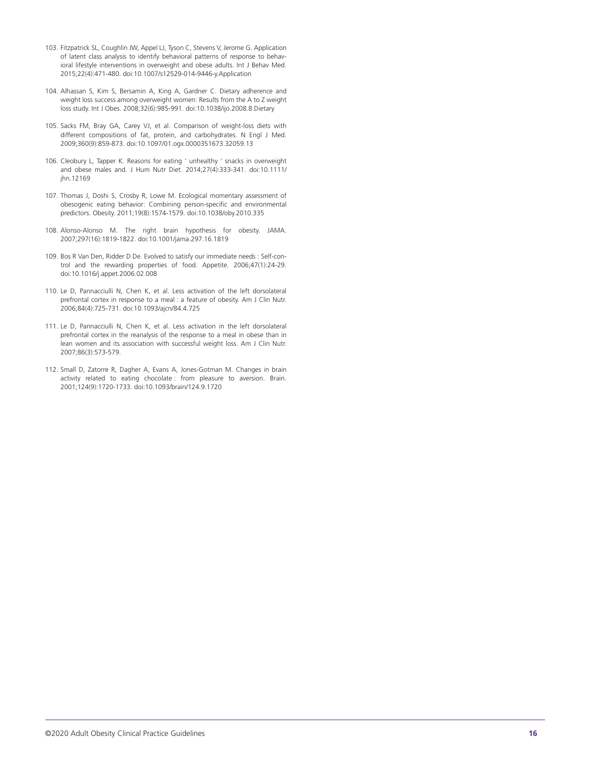103. Fitzpatrick SL, Coughlin JW, Appel LJ, Tyson C, Stevens V, Jerome G. Application of latent class analysis to identify behavioral patterns of response to behavioral lifestyle interventions in overweight and obese adults. Int J Behav Med. 2015;22(4):471-480. doi:10.1007/s12529-014-9446-y.Application

104. Alhassan S, Kim S, Bersamin A, King A, Gardner C. Dietary adherence and weight loss success among overweight women: Results from the A to Z weight loss study. Int J Obes. 2008;32(6):985-991. doi:10.1038/ijo.2008.8.Dietary

105. Sacks FM, Bray GA, Carey VJ, et al. Comparison of weight-loss diets with different compositions of fat, protein, and carbohydrates. N Engl J Med. 2009;360(9):859-873. doi:10.1097/01.ogx.0000351673.32059.13

106. Cleobury L, Tapper K. Reasons for eating ' unhealthy ' snacks in overweight and obese males and. J Hum Nutr Diet. 2014;27(4):333-341. doi:10.1111/jhn.12169

107. Thomas J, Doshi S, Crosby R, Lowe M. Ecological momentary assessment of obesogenic eating behavior: Combining person-specific and environmental predictors. Obesity. 2011;19(8):1574-1579. doi:10.1038/oby.2010.335

108. Alonso-Alonso M. The right brain hypothesis for obesity. JAMA. 2007;297(16):1819-1822. doi:10.1001/jama.297.16.1819

109. Bos R Van Den, Ridder D De. Evolved to satisfy our immediate needs : Self-control and the rewarding properties of food. Appetite. 2006;47(1):24-29. doi:10.1016/j.appet.2006.02.008

110. Le D, Pannacciulli N, Chen K, et al. Less activation of the left dorsolateral prefrontal cortex in response to a meal : a feature of obesity. Am J Clin Nutr. 2006;84(4):725-731. doi:10.1093/ajcn/84.4.725

111. Le D, Pannacciulli N, Chen K, et al. Less activation in the left dorsolateral prefrontal cortex in the reanalysis of the response to a meal in obese than in lean women and its association with successful weight loss. Am J Clin Nutr. 2007;86(3):573-579.

112. Small D, Zatorre R, Dagher A, Evans A, Jones-Gotman M. Changes in brain activity related to eating chocolate : from pleasure to aversion. Brain. 2001;124(9):1720-1733. doi:10.1093/brain/124.9.1720